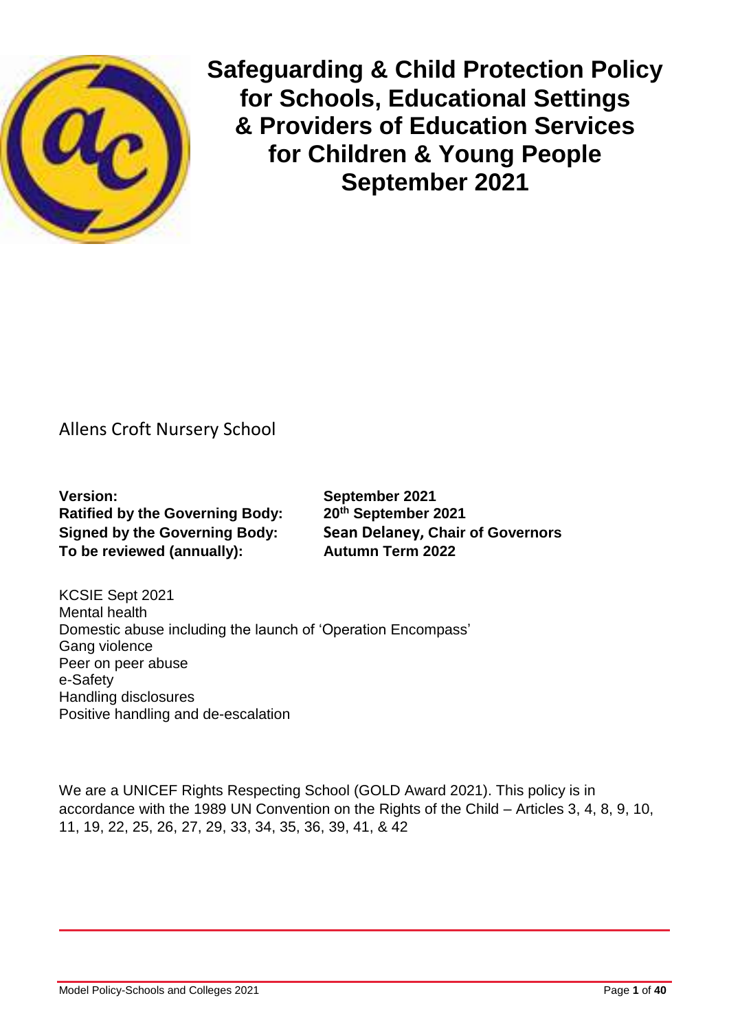# Safeguarding & Child Protection Policy for Schools, Educational Settings & Providers of Education Services for Children & Young People September 2021

Allens Croft Nursery School

| | |
|---|---|
| **Version:** | **September 2021** |
| **Ratified by the Governing Body:** | **20th September 2021** |
| **Signed by the Governing Body:** | **Sean Delaney, Chair of Governors** |
| **To be reviewed (annually):** | **Autumn Term 2022** |

KCSIE Sept 2021
Mental health
Domestic abuse including the launch of 'Operation Encompass'
Gang violence
Peer on peer abuse
e-Safety
Handling disclosures
Positive handling and de-escalation

We are a UNICEF Rights Respecting School (GOLD Award 2021). This policy is in accordance with the 1989 UN Convention on the Rights of the Child – Articles 3, 4, 8, 9, 10, 11, 19, 22, 25, 26, 27, 29, 33, 34, 35, 36, 39, 41, & 42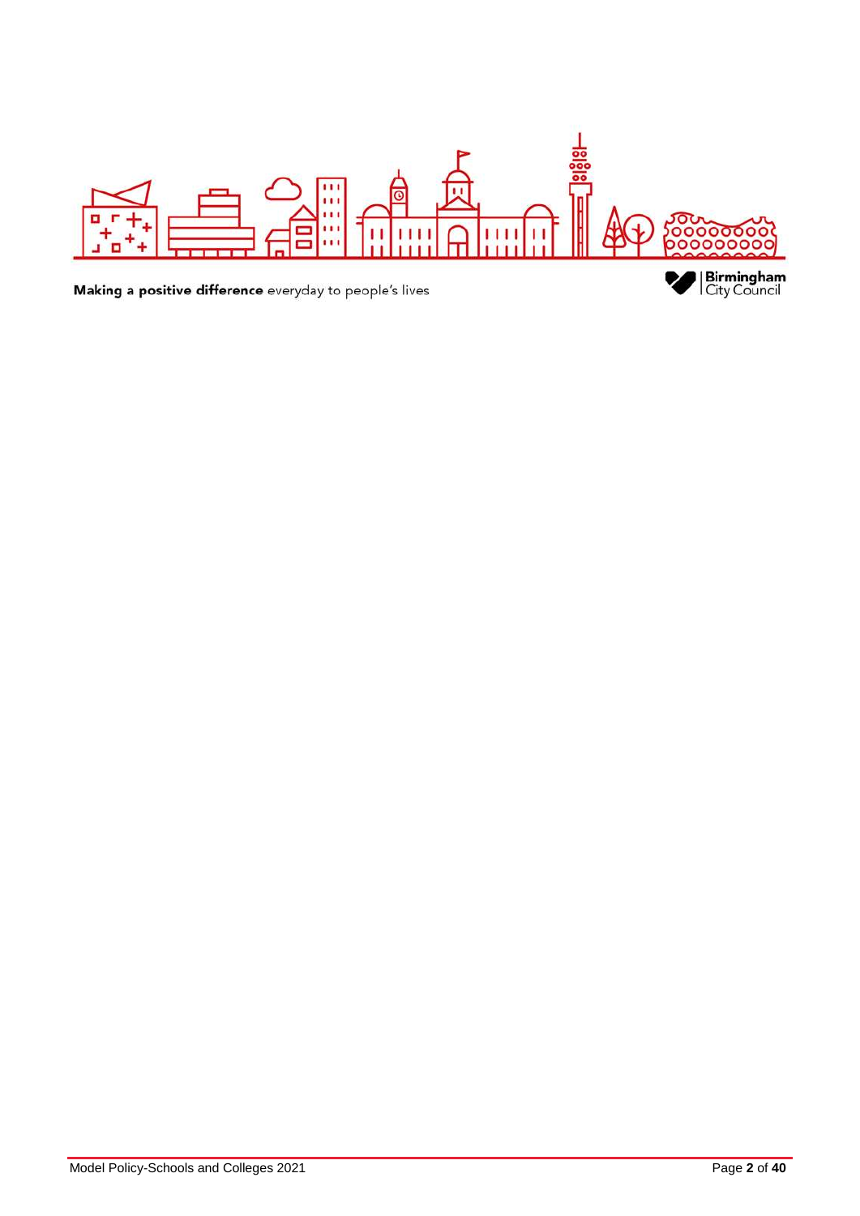Making a positive difference everyday to people's lives

Birmingham City Council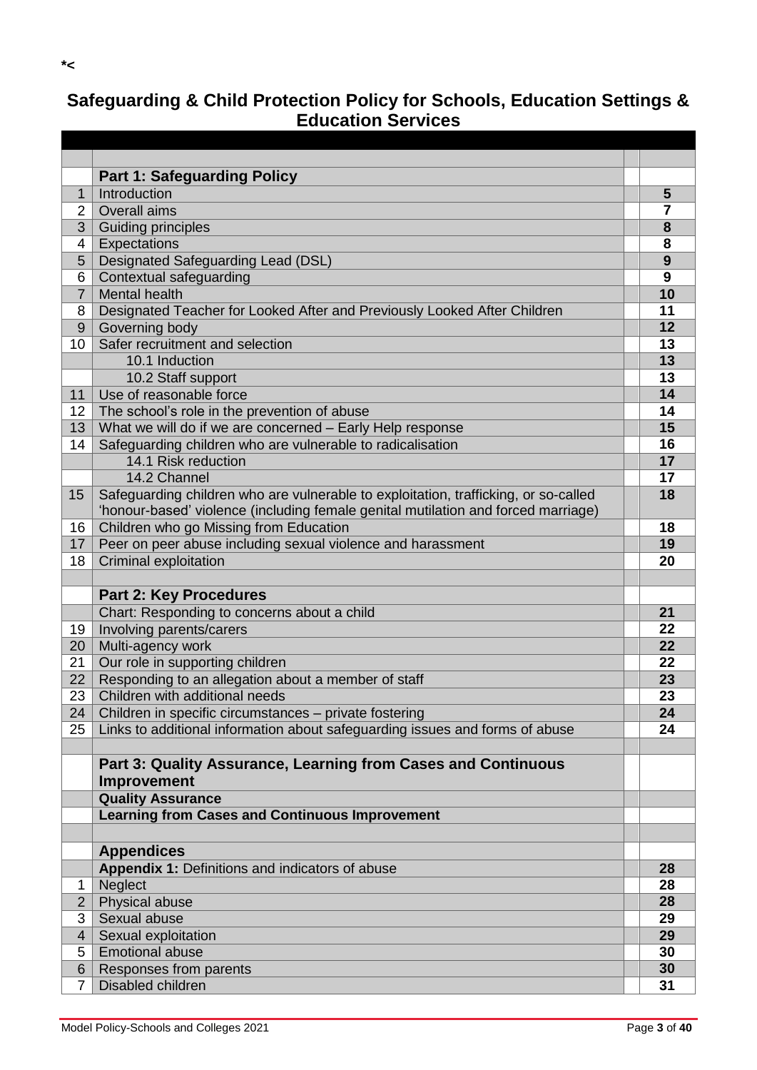*<

# Safeguarding & Child Protection Policy for Schools, Education Settings & Education Services

| | | |
|---|---|---|
| | **Part 1: Safeguarding Policy** | |
| 1 | Introduction | **5** |
| 2 | Overall aims | **7** |
| 3 | Guiding principles | **8** |
| 4 | Expectations | **8** |
| 5 | Designated Safeguarding Lead (DSL) | **9** |
| 6 | Contextual safeguarding | **9** |
| 7 | Mental health | **10** |
| 8 | Designated Teacher for Looked After and Previously Looked After Children | **11** |
| 9 | Governing body | **12** |
| 10 | Safer recruitment and selection | **13** |
| | 10.1 Induction | **13** |
| | 10.2 Staff support | **13** |
| 11 | Use of reasonable force | **14** |
| 12 | The school's role in the prevention of abuse | **14** |
| 13 | What we will do if we are concerned – Early Help response | **15** |
| 14 | Safeguarding children who are vulnerable to radicalisation | **16** |
| | 14.1 Risk reduction | **17** |
| | 14.2 Channel | **17** |
| 15 | Safeguarding children who are vulnerable to exploitation, trafficking, or so-called 'honour-based' violence (including female genital mutilation and forced marriage) | **18** |
| 16 | Children who go Missing from Education | **18** |
| 17 | Peer on peer abuse including sexual violence and harassment | **19** |
| 18 | Criminal exploitation | **20** |
| | | |
| | **Part 2: Key Procedures** | |
| | Chart: Responding to concerns about a child | **21** |
| 19 | Involving parents/carers | **22** |
| 20 | Multi-agency work | **22** |
| 21 | Our role in supporting children | **22** |
| 22 | Responding to an allegation about a member of staff | **23** |
| 23 | Children with additional needs | **23** |
| 24 | Children in specific circumstances – private fostering | **24** |
| 25 | Links to additional information about safeguarding issues and forms of abuse | **24** |
| | | |
| | **Part 3: Quality Assurance, Learning from Cases and Continuous Improvement** | |
| | **Quality Assurance** | |
| | **Learning from Cases and Continuous Improvement** | |
| | | |
| | **Appendices** | |
| | **Appendix 1:** Definitions and indicators of abuse | **28** |
| 1 | Neglect | **28** |
| 2 | Physical abuse | **28** |
| 3 | Sexual abuse | **29** |
| 4 | Sexual exploitation | **29** |
| 5 | Emotional abuse | **30** |
| 6 | Responses from parents | **30** |
| 7 | Disabled children | **31** |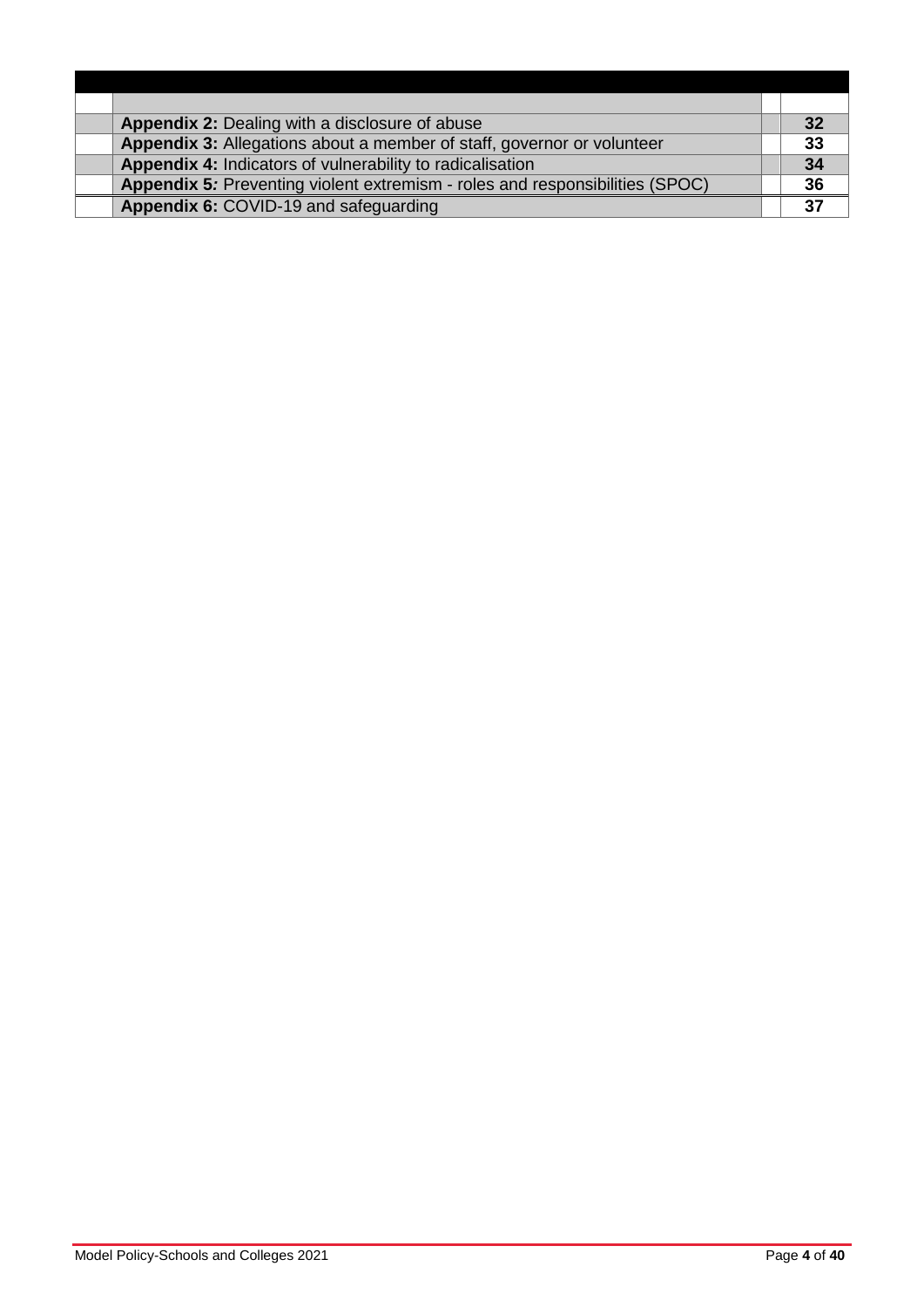| | | | |
|---|---|---|---|
| | | | |
| | **Appendix 2:** Dealing with a disclosure of abuse | | **32** |
| | **Appendix 3:** Allegations about a member of staff, governor or volunteer | | **33** |
| | **Appendix 4:** Indicators of vulnerability to radicalisation | | **34** |
| | **Appendix 5:** Preventing violent extremism - roles and responsibilities (SPOC) | | **36** |
| | **Appendix 6:** COVID-19 and safeguarding | | **37** |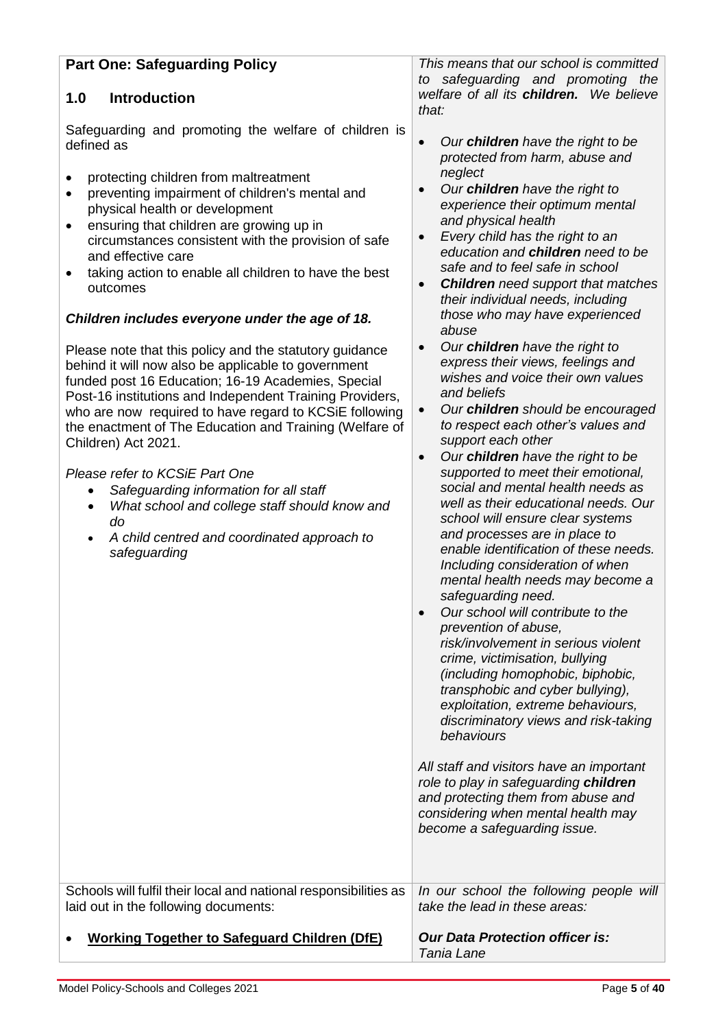## Part One: Safeguarding Policy

### 1.0 Introduction

Safeguarding and promoting the welfare of children is defined as

- protecting children from maltreatment
- preventing impairment of children's mental and physical health or development
- ensuring that children are growing up in circumstances consistent with the provision of safe and effective care
- taking action to enable all children to have the best outcomes

***Children includes everyone under the age of 18.***

Please note that this policy and the statutory guidance behind it will now also be applicable to government funded post 16 Education; 16-19 Academies, Special Post-16 institutions and Independent Training Providers, who are now required to have regard to KCSiE following the enactment of The Education and Training (Welfare of Children) Act 2021.

*Please refer to KCSiE Part One*

- *Safeguarding information for all staff*
- *What school and college staff should know and do*
- *A child centred and coordinated approach to safeguarding*

*This means that our school is committed to safeguarding and promoting the welfare of all its **children.** We believe that:*

- *Our **children** have the right to be protected from harm, abuse and neglect*
- *Our **children** have the right to experience their optimum mental and physical health*
- *Every child has the right to an education and **children** need to be safe and to feel safe in school*
- ***Children** need support that matches their individual needs, including those who may have experienced abuse*
- *Our **children** have the right to express their views, feelings and wishes and voice their own values and beliefs*
- *Our **children** should be encouraged to respect each other's values and support each other*
- *Our **children** have the right to be supported to meet their emotional, social and mental health needs as well as their educational needs. Our school will ensure clear systems and processes are in place to enable identification of these needs. Including consideration of when mental health needs may become a safeguarding need.*
- *Our school will contribute to the prevention of abuse, risk/involvement in serious violent crime, victimisation, bullying (including homophobic, biphobic, transphobic and cyber bullying), exploitation, extreme behaviours, discriminatory views and risk-taking behaviours*

*All staff and visitors have an important role to play in safeguarding **children** and protecting them from abuse and considering when mental health may become a safeguarding issue.*

Schools will fulfil their local and national responsibilities as laid out in the following documents:

- **Working Together to Safeguard Children (DfE)**

*In our school the following people will take the lead in these areas:*

***Our Data Protection officer is:***
*Tania Lane*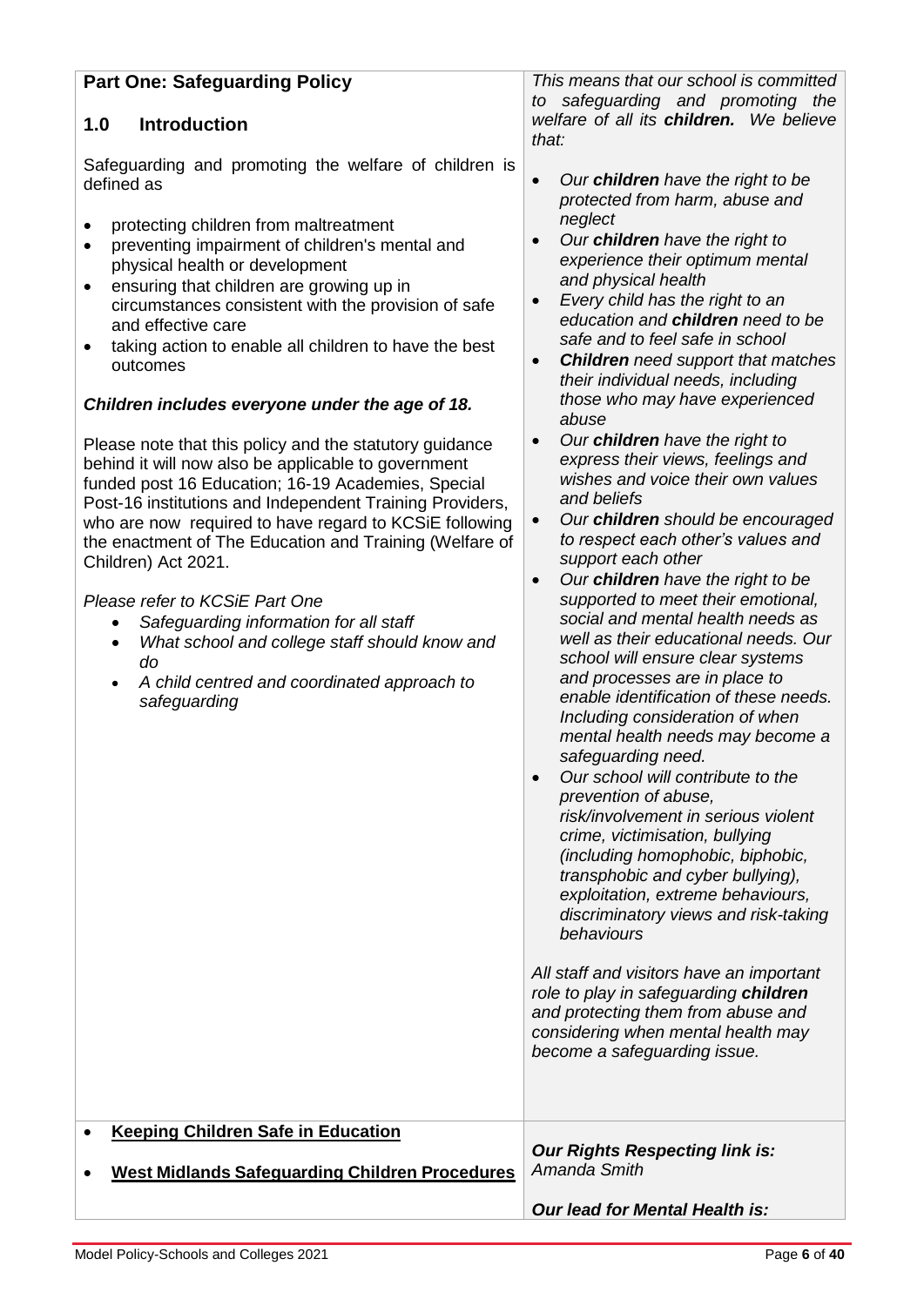## Part One: Safeguarding Policy

### 1.0 Introduction

Safeguarding and promoting the welfare of children is defined as

- protecting children from maltreatment
- preventing impairment of children's mental and physical health or development
- ensuring that children are growing up in circumstances consistent with the provision of safe and effective care
- taking action to enable all children to have the best outcomes

***Children includes everyone under the age of 18.***

Please note that this policy and the statutory guidance behind it will now also be applicable to government funded post 16 Education; 16-19 Academies, Special Post-16 institutions and Independent Training Providers, who are now required to have regard to KCSiE following the enactment of The Education and Training (Welfare of Children) Act 2021.

*Please refer to KCSiE Part One*

- *Safeguarding information for all staff*
- *What school and college staff should know and do*
- *A child centred and coordinated approach to safeguarding*

*This means that our school is committed to safeguarding and promoting the welfare of all its **children.** We believe that:*

- *Our **children** have the right to be protected from harm, abuse and neglect*
- *Our **children** have the right to experience their optimum mental and physical health*
- *Every child has the right to an education and **children** need to be safe and to feel safe in school*
- ***Children** need support that matches their individual needs, including those who may have experienced abuse*
- *Our **children** have the right to express their views, feelings and wishes and voice their own values and beliefs*
- *Our **children** should be encouraged to respect each other's values and support each other*
- *Our **children** have the right to be supported to meet their emotional, social and mental health needs as well as their educational needs. Our school will ensure clear systems and processes are in place to enable identification of these needs. Including consideration of when mental health needs may become a safeguarding need.*
- *Our school will contribute to the prevention of abuse, risk/involvement in serious violent crime, victimisation, bullying (including homophobic, biphobic, transphobic and cyber bullying), exploitation, extreme behaviours, discriminatory views and risk-taking behaviours*

*All staff and visitors have an important role to play in safeguarding **children** and protecting them from abuse and considering when mental health may become a safeguarding issue.*

- **Keeping Children Safe in Education**
- **West Midlands Safeguarding Children Procedures**

***Our Rights Respecting link is:***
*Amanda Smith*

***Our lead for Mental Health is:***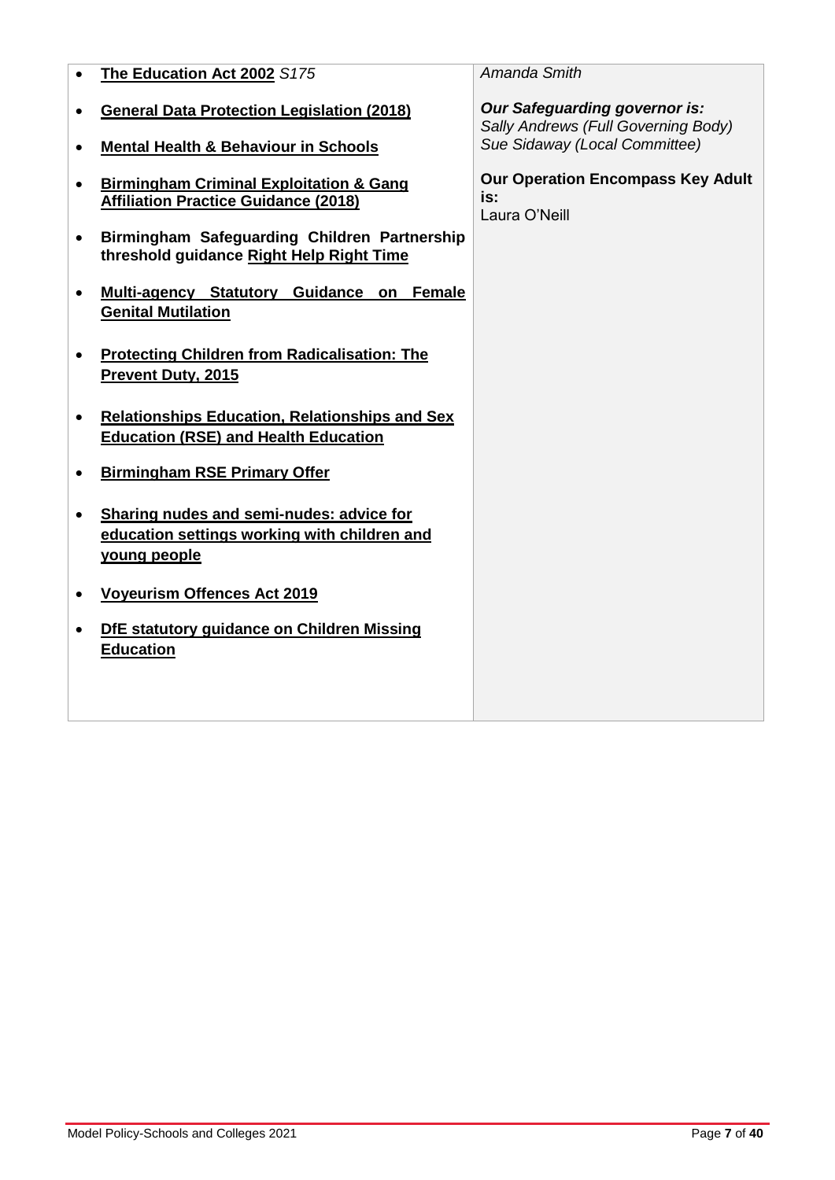| | |
|---|---|
| • **The Education Act 2002** *S175*<br><br>• **General Data Protection Legislation (2018)**<br><br>• **Mental Health & Behaviour in Schools**<br><br>• **Birmingham Criminal Exploitation & Gang Affiliation Practice Guidance (2018)**<br><br>• **Birmingham Safeguarding Children Partnership threshold guidance Right Help Right Time**<br><br>• **Multi-agency Statutory Guidance on Female Genital Mutilation**<br><br>• **Protecting Children from Radicalisation: The Prevent Duty, 2015**<br><br>• **Relationships Education, Relationships and Sex Education (RSE) and Health Education**<br><br>• **Birmingham RSE Primary Offer**<br><br>• **Sharing nudes and semi-nudes: advice for education settings working with children and young people**<br><br>• **Voyeurism Offences Act 2019**<br><br>• **DfE statutory guidance on Children Missing Education** | *Amanda Smith*<br><br>***Our Safeguarding governor is:***<br>*Sally Andrews (Full Governing Body)*<br>*Sue Sidaway (Local Committee)*<br><br>**Our Operation Encompass Key Adult is:**<br>Laura O'Neill |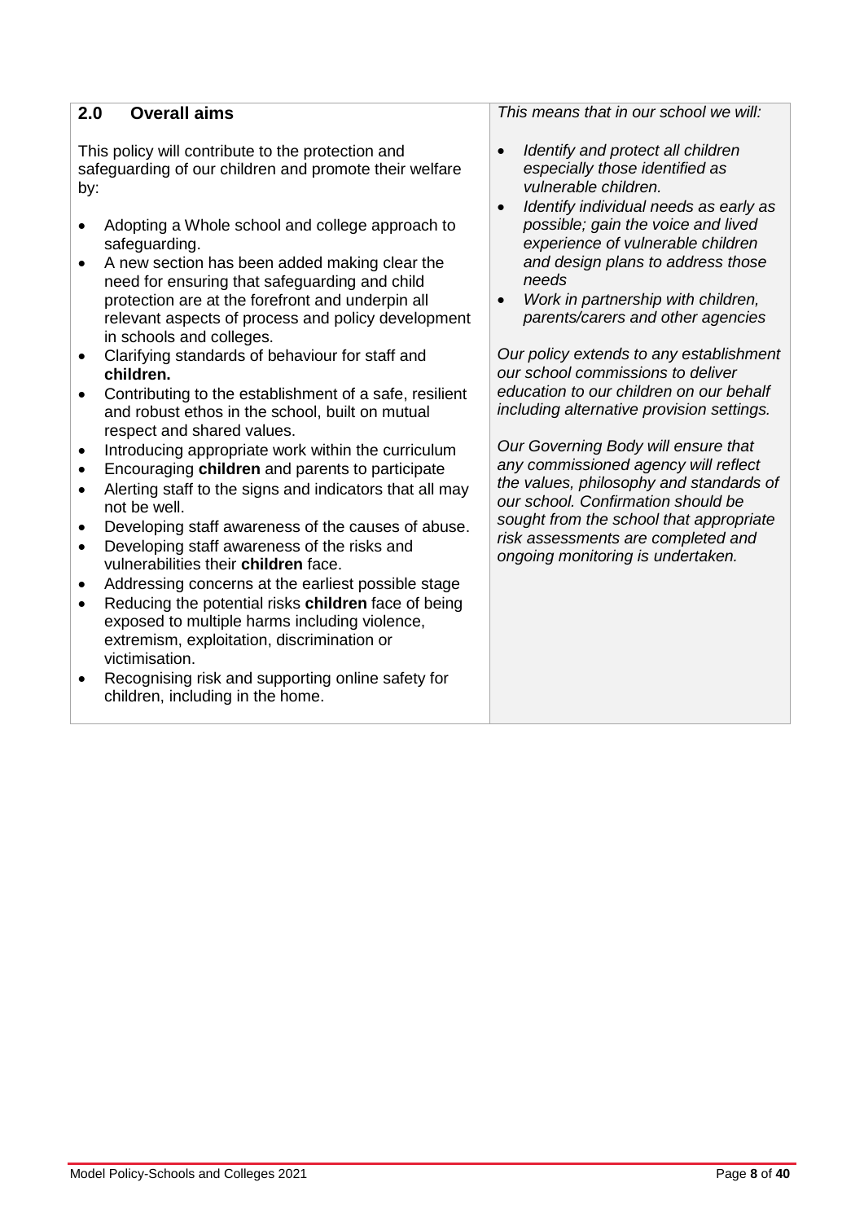## 2.0 Overall aims

This policy will contribute to the protection and safeguarding of our children and promote their welfare by:

- Adopting a Whole school and college approach to safeguarding.
- A new section has been added making clear the need for ensuring that safeguarding and child protection are at the forefront and underpin all relevant aspects of process and policy development in schools and colleges.
- Clarifying standards of behaviour for staff and **children.**
- Contributing to the establishment of a safe, resilient and robust ethos in the school, built on mutual respect and shared values.
- Introducing appropriate work within the curriculum
- Encouraging **children** and parents to participate
- Alerting staff to the signs and indicators that all may not be well.
- Developing staff awareness of the causes of abuse.
- Developing staff awareness of the risks and vulnerabilities their **children** face.
- Addressing concerns at the earliest possible stage
- Reducing the potential risks **children** face of being exposed to multiple harms including violence, extremism, exploitation, discrimination or victimisation.
- Recognising risk and supporting online safety for children, including in the home.

*This means that in our school we will:*

- *Identify and protect all children especially those identified as vulnerable children.*
- *Identify individual needs as early as possible; gain the voice and lived experience of vulnerable children and design plans to address those needs*
- *Work in partnership with children, parents/carers and other agencies*

*Our policy extends to any establishment our school commissions to deliver education to our children on our behalf including alternative provision settings.*

*Our Governing Body will ensure that any commissioned agency will reflect the values, philosophy and standards of our school. Confirmation should be sought from the school that appropriate risk assessments are completed and ongoing monitoring is undertaken.*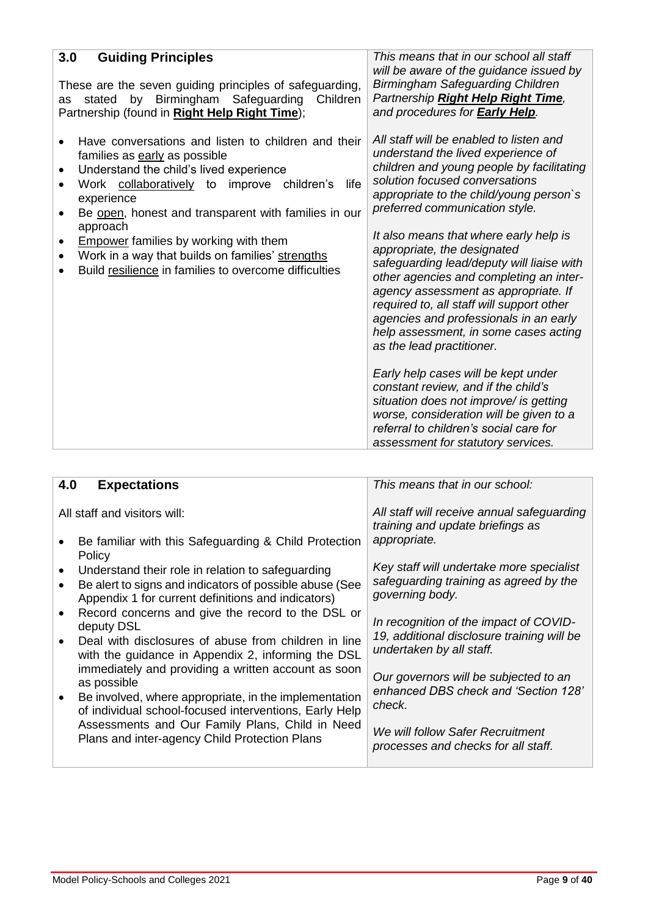| **3.0 Guiding Principles** | *This means that in our school all staff will be aware of the guidance issued by Birmingham Safeguarding Children Partnership **Right Help Right Time**, and procedures for **Early Help**.* |
|---|---|
| These are the seven guiding principles of safeguarding, as stated by Birmingham Safeguarding Children Partnership (found in **Right Help Right Time**);<br><br>• Have conversations and listen to children and their families as early as possible<br>• Understand the child's lived experience<br>• Work collaboratively to improve children's life experience<br>• Be open, honest and transparent with families in our approach<br>• Empower families by working with them<br>• Work in a way that builds on families' strengths<br>• Build resilience in families to overcome difficulties | *All staff will be enabled to listen and understand the lived experience of children and young people by facilitating solution focused conversations appropriate to the child/young person`s preferred communication style.*<br><br>*It also means that where early help is appropriate, the designated safeguarding lead/deputy will liaise with other agencies and completing an inter-agency assessment as appropriate. If required to, all staff will support other agencies and professionals in an early help assessment, in some cases acting as the lead practitioner.*<br><br>*Early help cases will be kept under constant review, and if the child's situation does not improve/ is getting worse, consideration will be given to a referral to children's social care for assessment for statutory services.* |

| **4.0 Expectations** | *This means that in our school:* |
|---|---|
| All staff and visitors will:<br><br>• Be familiar with this Safeguarding & Child Protection Policy<br>• Understand their role in relation to safeguarding<br>• Be alert to signs and indicators of possible abuse (See Appendix 1 for current definitions and indicators)<br>• Record concerns and give the record to the DSL or deputy DSL<br>• Deal with disclosures of abuse from children in line with the guidance in Appendix 2, informing the DSL immediately and providing a written account as soon as possible<br>• Be involved, where appropriate, in the implementation of individual school-focused interventions, Early Help Assessments and Our Family Plans, Child in Need Plans and inter-agency Child Protection Plans | *All staff will receive annual safeguarding training and update briefings as appropriate.*<br><br>*Key staff will undertake more specialist safeguarding training as agreed by the governing body.*<br><br>*In recognition of the impact of COVID-19, additional disclosure training will be undertaken by all staff.*<br><br>*Our governors will be subjected to an enhanced DBS check and 'Section 128' check.*<br><br>*We will follow Safer Recruitment processes and checks for all staff.* |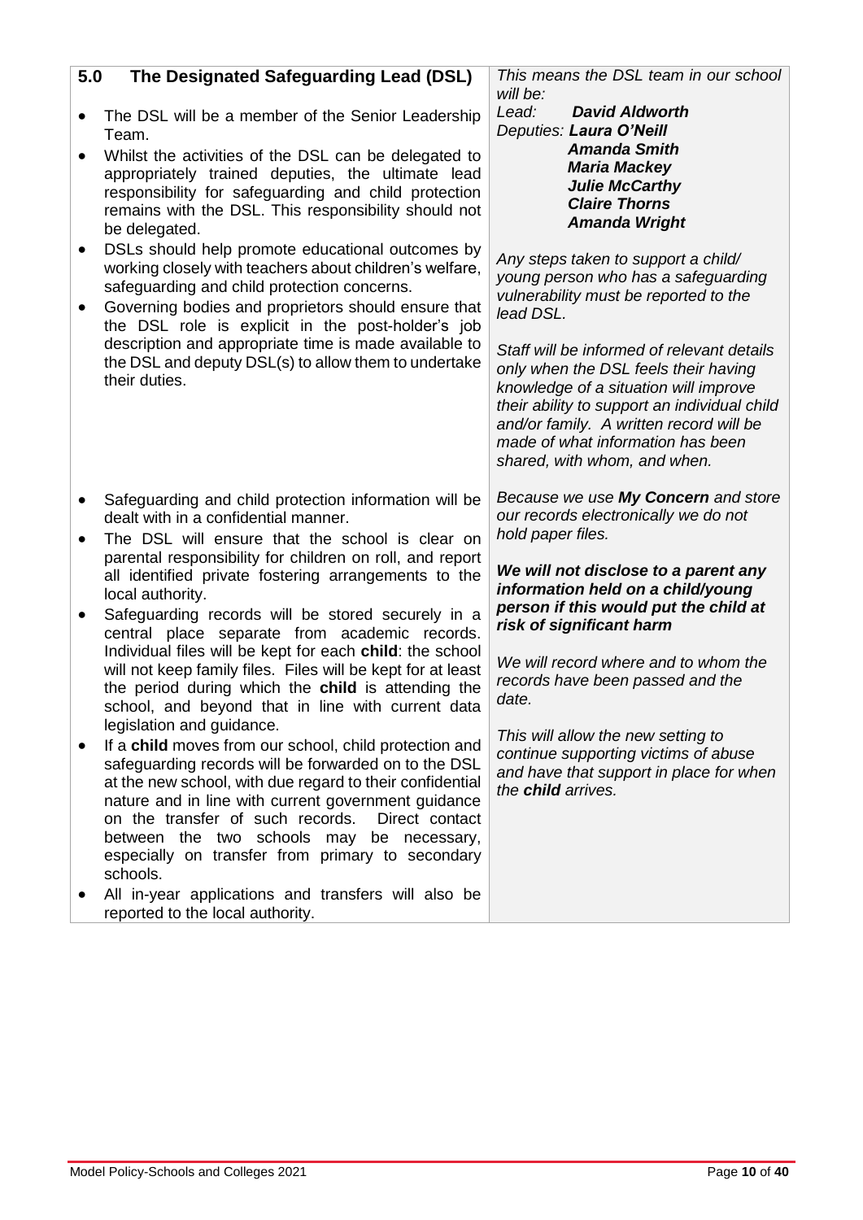## 5.0 The Designated Safeguarding Lead (DSL)

- The DSL will be a member of the Senior Leadership Team.
- Whilst the activities of the DSL can be delegated to appropriately trained deputies, the ultimate lead responsibility for safeguarding and child protection remains with the DSL. This responsibility should not be delegated.
- DSLs should help promote educational outcomes by working closely with teachers about children's welfare, safeguarding and child protection concerns.
- Governing bodies and proprietors should ensure that the DSL role is explicit in the post-holder's job description and appropriate time is made available to the DSL and deputy DSL(s) to allow them to undertake their duties.

*This means the DSL team in our school will be:*
*Lead:* ***David Aldworth***
*Deputies:* ***Laura O'Neill***
***Amanda Smith***
***Maria Mackey***
***Julie McCarthy***
***Claire Thorns***
***Amanda Wright***

*Any steps taken to support a child/ young person who has a safeguarding vulnerability must be reported to the lead DSL.*

*Staff will be informed of relevant details only when the DSL feels their having knowledge of a situation will improve their ability to support an individual child and/or family. A written record will be made of what information has been shared, with whom, and when.*

- Safeguarding and child protection information will be dealt with in a confidential manner.
- The DSL will ensure that the school is clear on parental responsibility for children on roll, and report all identified private fostering arrangements to the local authority.
- Safeguarding records will be stored securely in a central place separate from academic records. Individual files will be kept for each **child**: the school will not keep family files. Files will be kept for at least the period during which the **child** is attending the school, and beyond that in line with current data legislation and guidance.
- If a **child** moves from our school, child protection and safeguarding records will be forwarded on to the DSL at the new school, with due regard to their confidential nature and in line with current government guidance on the transfer of such records. Direct contact between the two schools may be necessary, especially on transfer from primary to secondary schools.
- All in-year applications and transfers will also be reported to the local authority.

*Because we use* ***My Concern*** *and store our records electronically we do not hold paper files.*

***We will not disclose to a parent any information held on a child/young person if this would put the child at risk of significant harm***

*We will record where and to whom the records have been passed and the date.*

*This will allow the new setting to continue supporting victims of abuse and have that support in place for when the* ***child*** *arrives.*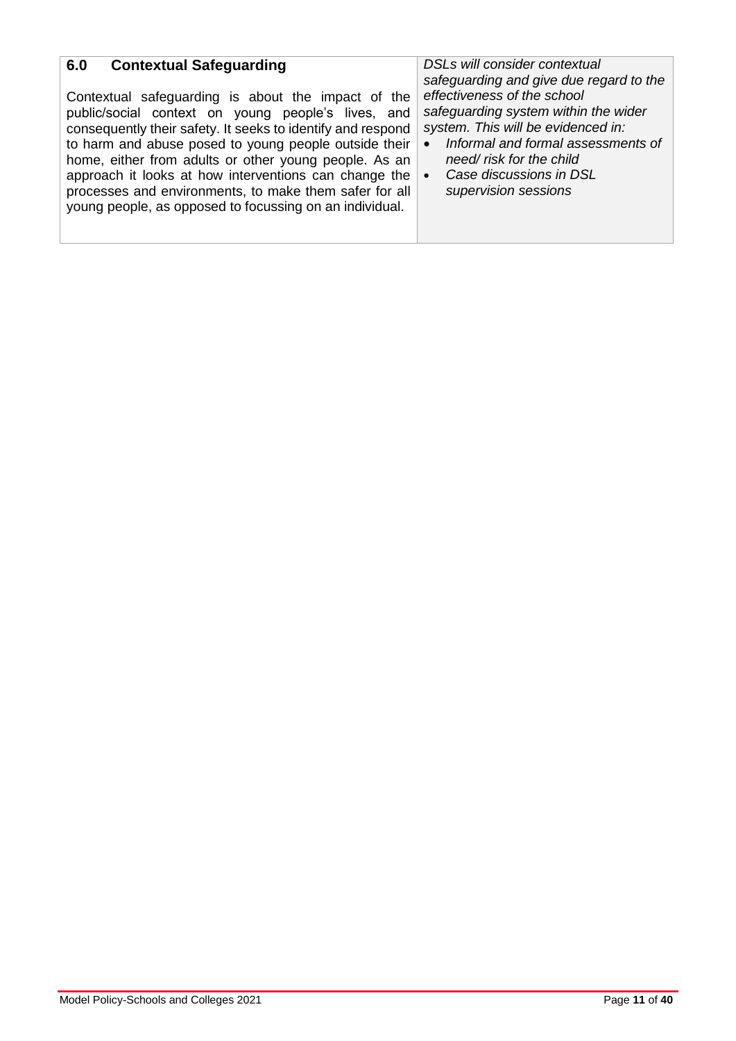| **6.0 Contextual Safeguarding**<br><br>Contextual safeguarding is about the impact of the public/social context on young people's lives, and consequently their safety. It seeks to identify and respond to harm and abuse posed to young people outside their home, either from adults or other young people. As an approach it looks at how interventions can change the processes and environments, to make them safer for all young people, as opposed to focussing on an individual. | *DSLs will consider contextual safeguarding and give due regard to the effectiveness of the school safeguarding system within the wider system. This will be evidenced in:*<br>• *Informal and formal assessments of need/ risk for the child*<br>• *Case discussions in DSL supervision sessions* |
| --- | --- |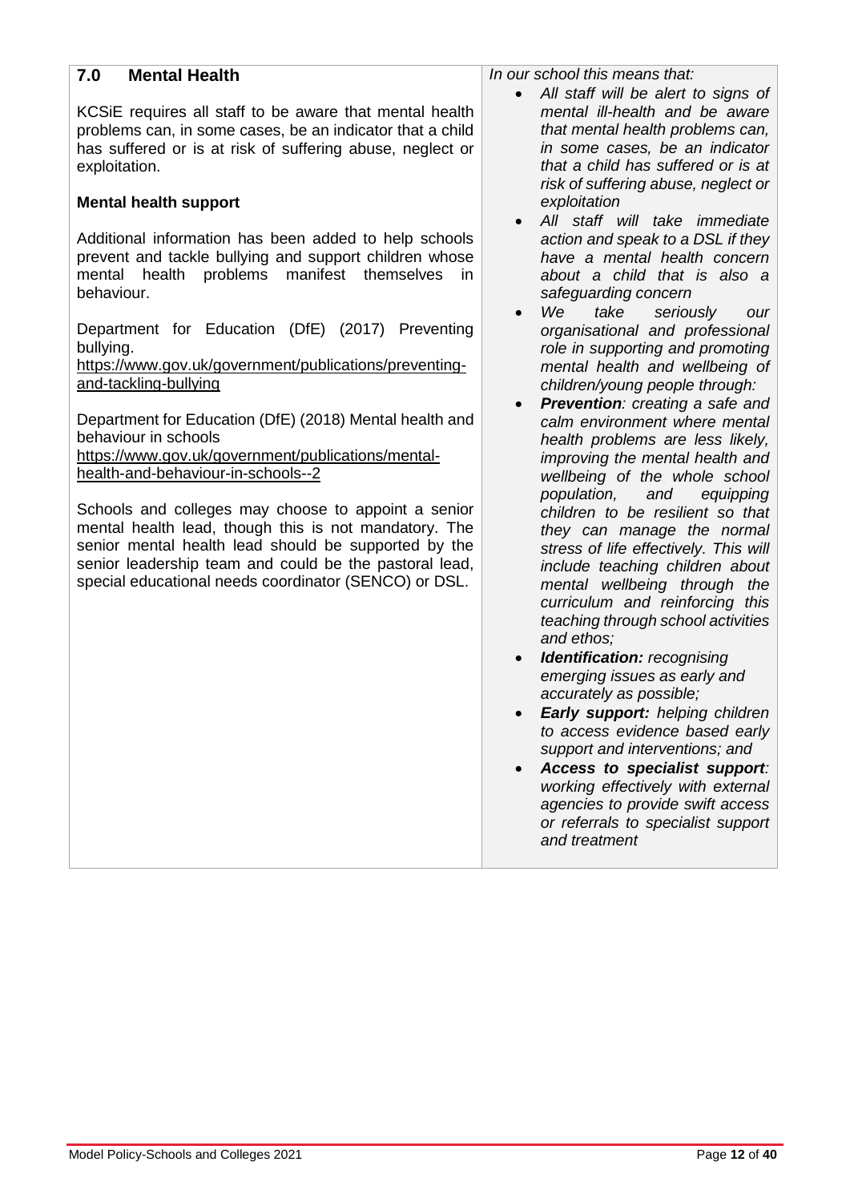## 7.0 Mental Health

KCSiE requires all staff to be aware that mental health problems can, in some cases, be an indicator that a child has suffered or is at risk of suffering abuse, neglect or exploitation.

**Mental health support**

Additional information has been added to help schools prevent and tackle bullying and support children whose mental health problems manifest themselves in behaviour.

Department for Education (DfE) (2017) Preventing bullying.
[https://www.gov.uk/government/publications/preventing-and-tackling-bullying](https://www.gov.uk/government/publications/preventing-and-tackling-bullying)

Department for Education (DfE) (2018) Mental health and behaviour in schools
[https://www.gov.uk/government/publications/mental-health-and-behaviour-in-schools--2](https://www.gov.uk/government/publications/mental-health-and-behaviour-in-schools--2)

Schools and colleges may choose to appoint a senior mental health lead, though this is not mandatory. The senior mental health lead should be supported by the senior leadership team and could be the pastoral lead, special educational needs coordinator (SENCO) or DSL.

*In our school this means that:*

- *All staff will be alert to signs of mental ill-health and be aware that mental health problems can, in some cases, be an indicator that a child has suffered or is at risk of suffering abuse, neglect or exploitation*
- *All staff will take immediate action and speak to a DSL if they have a mental health concern about a child that is also a safeguarding concern*
- *We take seriously our organisational and professional role in supporting and promoting mental health and wellbeing of children/young people through:*
- ***Prevention**: creating a safe and calm environment where mental health problems are less likely, improving the mental health and wellbeing of the whole school population, and equipping children to be resilient so that they can manage the normal stress of life effectively. This will include teaching children about mental wellbeing through the curriculum and reinforcing this teaching through school activities and ethos;*
- ***Identification:** recognising emerging issues as early and accurately as possible;*
- ***Early support:** helping children to access evidence based early support and interventions; and*
- ***Access to specialist support**: working effectively with external agencies to provide swift access or referrals to specialist support and treatment*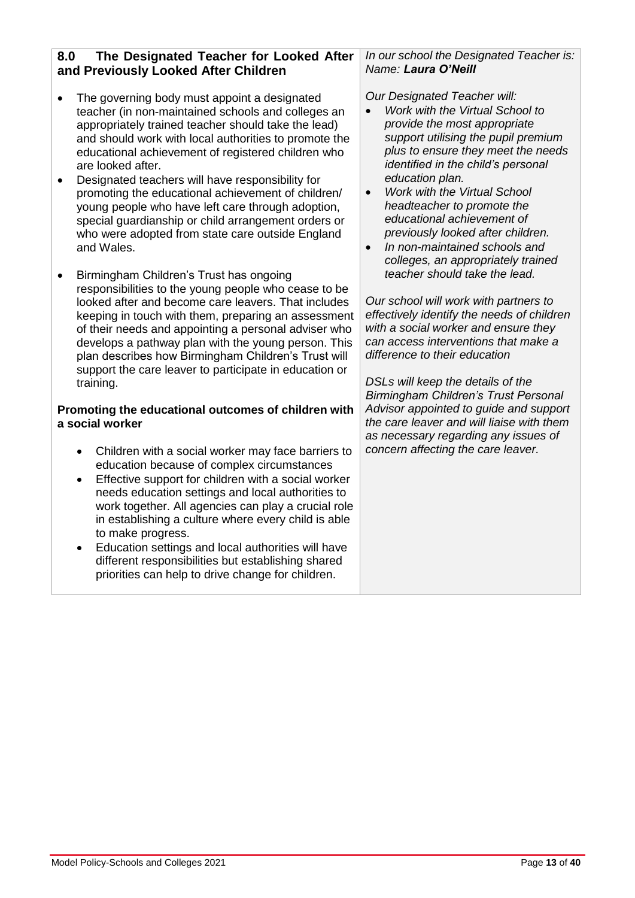## 8.0 The Designated Teacher for Looked After and Previously Looked After Children

- The governing body must appoint a designated teacher (in non-maintained schools and colleges an appropriately trained teacher should take the lead) and should work with local authorities to promote the educational achievement of registered children who are looked after.
- Designated teachers will have responsibility for promoting the educational achievement of children/ young people who have left care through adoption, special guardianship or child arrangement orders or who were adopted from state care outside England and Wales.
- Birmingham Children's Trust has ongoing responsibilities to the young people who cease to be looked after and become care leavers. That includes keeping in touch with them, preparing an assessment of their needs and appointing a personal adviser who develops a pathway plan with the young person. This plan describes how Birmingham Children's Trust will support the care leaver to participate in education or training.

### Promoting the educational outcomes of children with a social worker

- Children with a social worker may face barriers to education because of complex circumstances
- Effective support for children with a social worker needs education settings and local authorities to work together. All agencies can play a crucial role in establishing a culture where every child is able to make progress.
- Education settings and local authorities will have different responsibilities but establishing shared priorities can help to drive change for children.

*In our school the Designated Teacher is:*
*Name: **Laura O'Neill***

*Our Designated Teacher will:*

- *Work with the Virtual School to provide the most appropriate support utilising the pupil premium plus to ensure they meet the needs identified in the child's personal education plan.*
- *Work with the Virtual School headteacher to promote the educational achievement of previously looked after children.*
- *In non-maintained schools and colleges, an appropriately trained teacher should take the lead.*

*Our school will work with partners to effectively identify the needs of children with a social worker and ensure they can access interventions that make a difference to their education*

*DSLs will keep the details of the Birmingham Children's Trust Personal Advisor appointed to guide and support the care leaver and will liaise with them as necessary regarding any issues of concern affecting the care leaver.*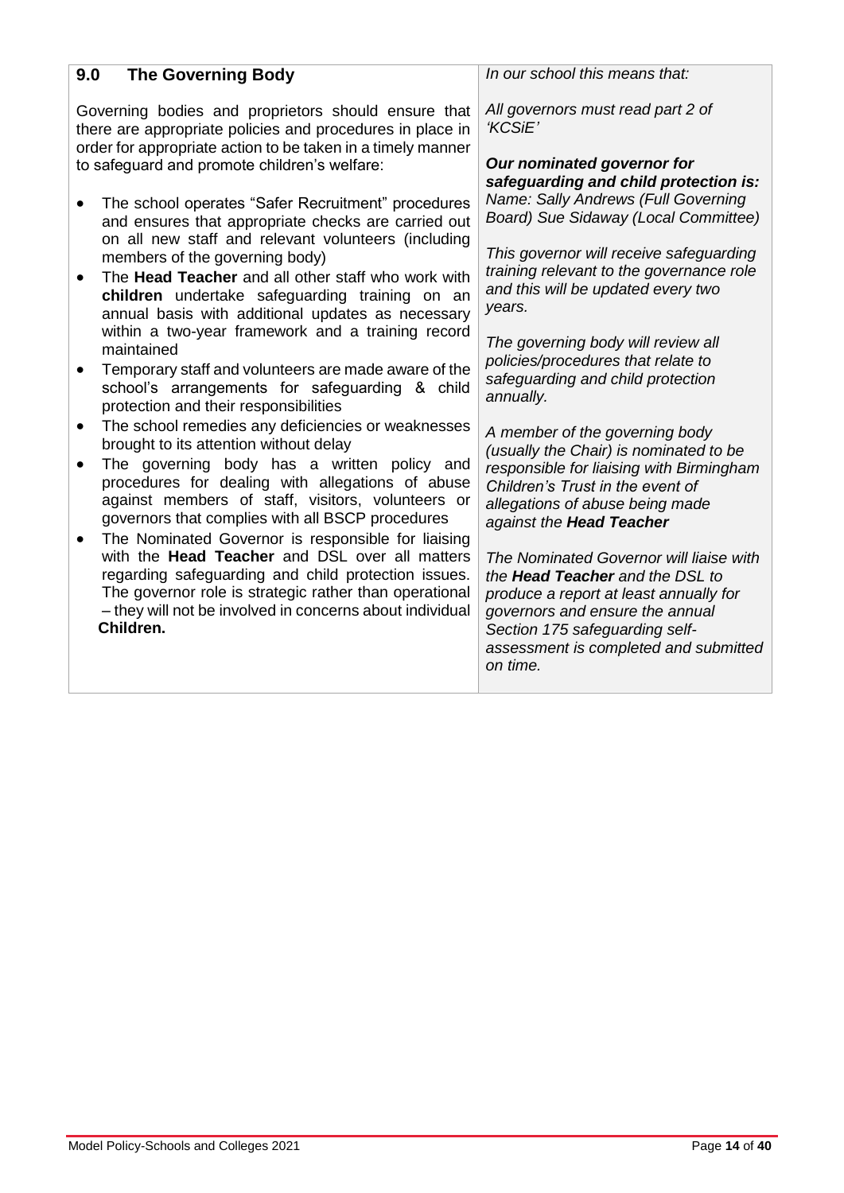| 9.0 The Governing Body | *In our school this means that:* |
| --- | --- |
| Governing bodies and proprietors should ensure that there are appropriate policies and procedures in place in order for appropriate action to be taken in a timely manner to safeguard and promote children's welfare:<br><br>• The school operates "Safer Recruitment" procedures and ensures that appropriate checks are carried out on all new staff and relevant volunteers (including members of the governing body)<br>• The **Head Teacher** and all other staff who work with **children** undertake safeguarding training on an annual basis with additional updates as necessary within a two-year framework and a training record maintained<br>• Temporary staff and volunteers are made aware of the school's arrangements for safeguarding & child protection and their responsibilities<br>• The school remedies any deficiencies or weaknesses brought to its attention without delay<br>• The governing body has a written policy and procedures for dealing with allegations of abuse against members of staff, visitors, volunteers or governors that complies with all BSCP procedures<br>• The Nominated Governor is responsible for liaising with the **Head Teacher** and DSL over all matters regarding safeguarding and child protection issues. The governor role is strategic rather than operational – they will not be involved in concerns about individual **Children.** | *All governors must read part 2 of 'KCSiE'*<br><br>***Our nominated governor for safeguarding and child protection is:***<br>*Name: Sally Andrews (Full Governing Board) Sue Sidaway (Local Committee)*<br><br>*This governor will receive safeguarding training relevant to the governance role and this will be updated every two years.*<br><br>*The governing body will review all policies/procedures that relate to safeguarding and child protection annually.*<br><br>*A member of the governing body (usually the Chair) is nominated to be responsible for liaising with Birmingham Children's Trust in the event of allegations of abuse being made against the **Head Teacher***<br><br>*The Nominated Governor will liaise with the **Head Teacher** and the DSL to produce a report at least annually for governors and ensure the annual Section 175 safeguarding self-assessment is completed and submitted on time.* |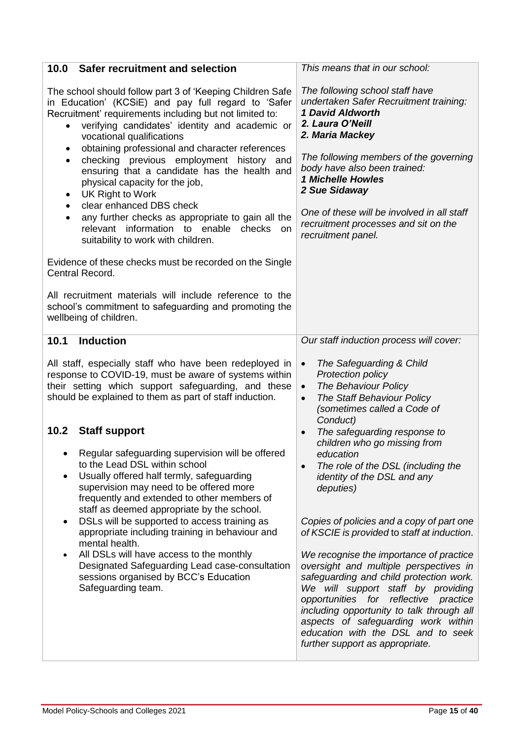## 10.0 Safer recruitment and selection

The school should follow part 3 of 'Keeping Children Safe in Education' (KCSiE) and pay full regard to 'Safer Recruitment' requirements including but not limited to:

- verifying candidates' identity and academic or vocational qualifications
- obtaining professional and character references
- checking previous employment history and ensuring that a candidate has the health and physical capacity for the job,
- UK Right to Work
- clear enhanced DBS check
- any further checks as appropriate to gain all the relevant information to enable checks on suitability to work with children.

Evidence of these checks must be recorded on the Single Central Record.

All recruitment materials will include reference to the school's commitment to safeguarding and promoting the wellbeing of children.

*This means that in our school:*

*The following school staff have undertaken Safer Recruitment training:*
***1 David Aldworth***
***2. Laura O'Neill***
***2. Maria Mackey***

*The following members of the governing body have also been trained:*
***1 Michelle Howles***
***2 Sue Sidaway***

*One of these will be involved in all staff recruitment processes and sit on the recruitment panel.*

## 10.1 Induction

All staff, especially staff who have been redeployed in response to COVID-19, must be aware of systems within their setting which support safeguarding, and these should be explained to them as part of staff induction.

## 10.2 Staff support

- Regular safeguarding supervision will be offered to the Lead DSL within school
- Usually offered half termly, safeguarding supervision may need to be offered more frequently and extended to other members of staff as deemed appropriate by the school.
- DSLs will be supported to access training as appropriate including training in behaviour and mental health.
- All DSLs will have access to the monthly Designated Safeguarding Lead case-consultation sessions organised by BCC's Education Safeguarding team.

*Our staff induction process will cover:*

- *The Safeguarding & Child Protection policy*
- *The Behaviour Policy*
- *The Staff Behaviour Policy (sometimes called a Code of Conduct)*
- *The safeguarding response to children who go missing from education*
- *The role of the DSL (including the identity of the DSL and any deputies)*

*Copies of policies and a copy of part one of KSCIE is provided* to *staff at induction*.

*We recognise the importance of practice oversight and multiple perspectives in safeguarding and child protection work. We will support staff by providing opportunities for reflective practice including opportunity to talk through all aspects of safeguarding work within education with the DSL and to seek further support as appropriate.*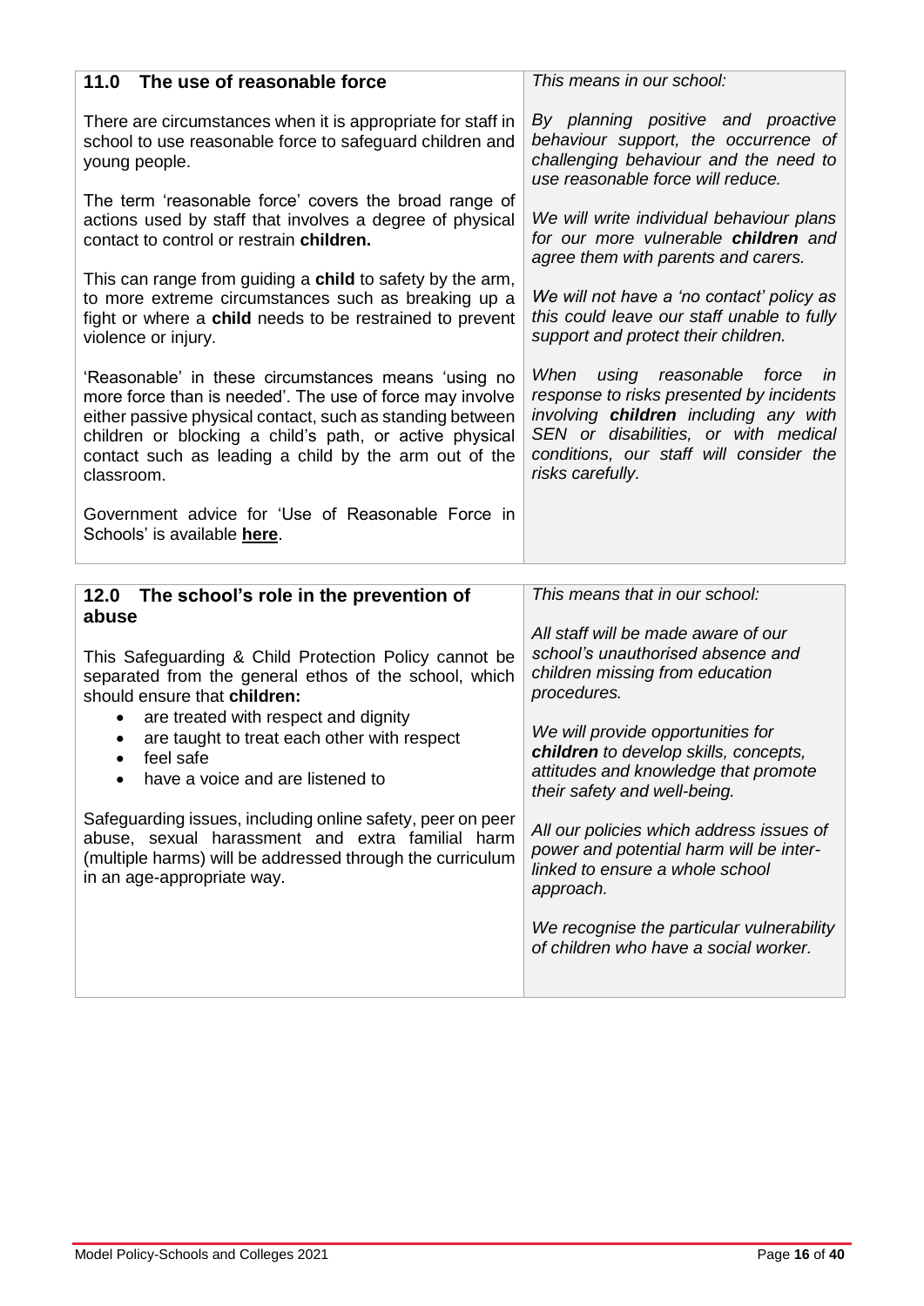## 11.0 The use of reasonable force

There are circumstances when it is appropriate for staff in school to use reasonable force to safeguard children and young people.

The term 'reasonable force' covers the broad range of actions used by staff that involves a degree of physical contact to control or restrain **children.**

This can range from guiding a **child** to safety by the arm, to more extreme circumstances such as breaking up a fight or where a **child** needs to be restrained to prevent violence or injury.

'Reasonable' in these circumstances means 'using no more force than is needed'. The use of force may involve either passive physical contact, such as standing between children or blocking a child's path, or active physical contact such as leading a child by the arm out of the classroom.

Government advice for 'Use of Reasonable Force in Schools' is available **here**.

*This means in our school:*

*By planning positive and proactive behaviour support, the occurrence of challenging behaviour and the need to use reasonable force will reduce.*

*We will write individual behaviour plans for our more vulnerable **children** and agree them with parents and carers.*

*We will not have a 'no contact' policy as this could leave our staff unable to fully support and protect their children.*

*When using reasonable force in response to risks presented by incidents involving **children** including any with SEN or disabilities, or with medical conditions, our staff will consider the risks carefully.*

## 12.0 The school's role in the prevention of abuse

This Safeguarding & Child Protection Policy cannot be separated from the general ethos of the school, which should ensure that **children:**

- are treated with respect and dignity
- are taught to treat each other with respect
- feel safe
- have a voice and are listened to

Safeguarding issues, including online safety, peer on peer abuse, sexual harassment and extra familial harm (multiple harms) will be addressed through the curriculum in an age-appropriate way.

*This means that in our school:*

*All staff will be made aware of our school's unauthorised absence and children missing from education procedures.*

*We will provide opportunities for **children** to develop skills, concepts, attitudes and knowledge that promote their safety and well-being.*

*All our policies which address issues of power and potential harm will be inter-linked to ensure a whole school approach.*

*We recognise the particular vulnerability of children who have a social worker.*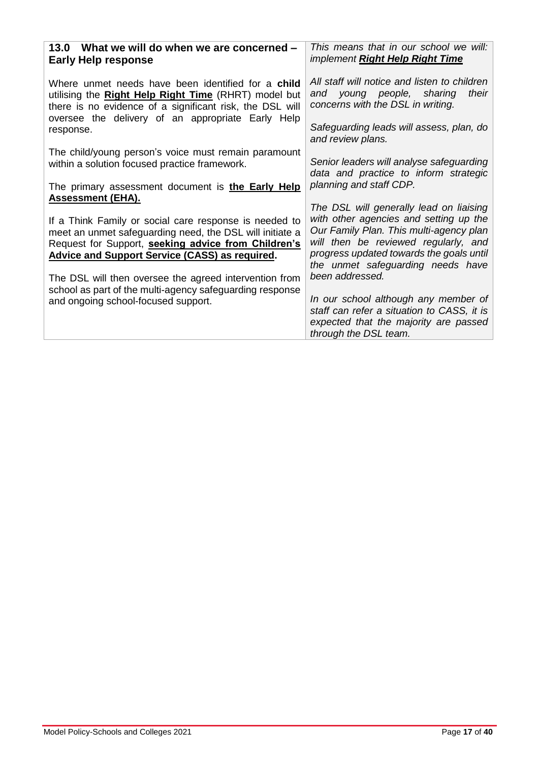| **13.0 What we will do when we are concerned – Early Help response** | *This means that in our school we will: implement* ***Right Help Right Time*** |
|---|---|
| Where unmet needs have been identified for a **child** utilising the **Right Help Right Time** (RHRT) model but there is no evidence of a significant risk, the DSL will oversee the delivery of an appropriate Early Help response.<br><br>The child/young person's voice must remain paramount within a solution focused practice framework.<br><br>The primary assessment document is **the Early Help Assessment (EHA).**<br><br>If a Think Family or social care response is needed to meet an unmet safeguarding need, the DSL will initiate a Request for Support, **seeking advice from Children's Advice and Support Service (CASS) as required**.<br><br>The DSL will then oversee the agreed intervention from school as part of the multi-agency safeguarding response and ongoing school-focused support. | *All staff will notice and listen to children and young people, sharing their concerns with the DSL in writing.*<br><br>*Safeguarding leads will assess, plan, do and review plans.*<br><br>*Senior leaders will analyse safeguarding data and practice to inform strategic planning and staff CDP.*<br><br>*The DSL will generally lead on liaising with other agencies and setting up the Our Family Plan. This multi-agency plan will then be reviewed regularly, and progress updated towards the goals until the unmet safeguarding needs have been addressed.*<br><br>*In our school although any member of staff can refer a situation to CASS, it is expected that the majority are passed through the DSL team.* |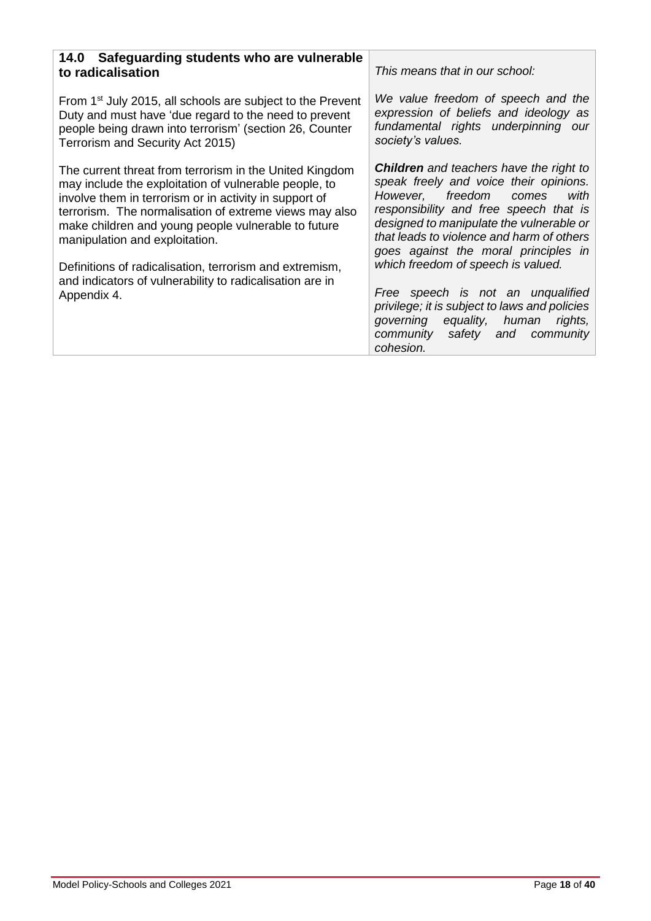## 14.0 Safeguarding students who are vulnerable to radicalisation

From 1st July 2015, all schools are subject to the Prevent Duty and must have 'due regard to the need to prevent people being drawn into terrorism' (section 26, Counter Terrorism and Security Act 2015)

The current threat from terrorism in the United Kingdom may include the exploitation of vulnerable people, to involve them in terrorism or in activity in support of terrorism. The normalisation of extreme views may also make children and young people vulnerable to future manipulation and exploitation.

Definitions of radicalisation, terrorism and extremism, and indicators of vulnerability to radicalisation are in Appendix 4.

*This means that in our school:*

*We value freedom of speech and the expression of beliefs and ideology as fundamental rights underpinning our society's values.*

***Children** and teachers have the right to speak freely and voice their opinions. However, freedom comes with responsibility and free speech that is designed to manipulate the vulnerable or that leads to violence and harm of others goes against the moral principles in which freedom of speech is valued.*

*Free speech is not an unqualified privilege; it is subject to laws and policies governing equality, human rights, community safety and community cohesion.*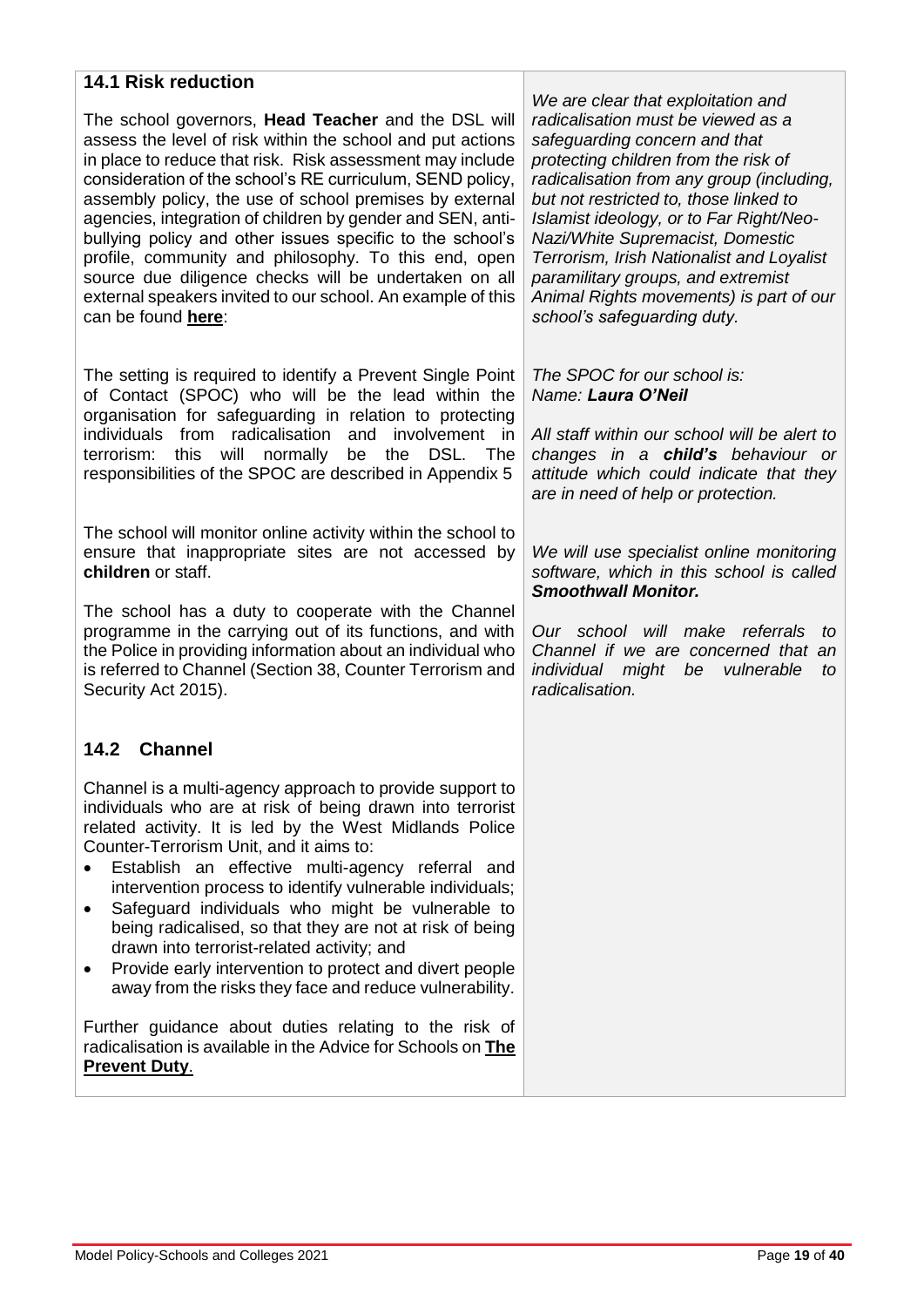### 14.1 Risk reduction

The school governors, **Head Teacher** and the DSL will assess the level of risk within the school and put actions in place to reduce that risk. Risk assessment may include consideration of the school's RE curriculum, SEND policy, assembly policy, the use of school premises by external agencies, integration of children by gender and SEN, anti-bullying policy and other issues specific to the school's profile, community and philosophy. To this end, open source due diligence checks will be undertaken on all external speakers invited to our school. An example of this can be found **here**:

*We are clear that exploitation and radicalisation must be viewed as a safeguarding concern and that protecting children from the risk of radicalisation from any group (including, but not restricted to, those linked to Islamist ideology, or to Far Right/Neo-Nazi/White Supremacist, Domestic Terrorism, Irish Nationalist and Loyalist paramilitary groups, and extremist Animal Rights movements) is part of our school's safeguarding duty.*

The setting is required to identify a Prevent Single Point of Contact (SPOC) who will be the lead within the organisation for safeguarding in relation to protecting individuals from radicalisation and involvement in terrorism: this will normally be the DSL. The responsibilities of the SPOC are described in Appendix 5

*The SPOC for our school is:*
*Name:* ***Laura O'Neil***

*All staff within our school will be alert to changes in a* ***child's*** *behaviour or attitude which could indicate that they are in need of help or protection.*

The school will monitor online activity within the school to ensure that inappropriate sites are not accessed by **children** or staff.

*We will use specialist online monitoring software, which in this school is called* ***Smoothwall Monitor.***

The school has a duty to cooperate with the Channel programme in the carrying out of its functions, and with the Police in providing information about an individual who is referred to Channel (Section 38, Counter Terrorism and Security Act 2015).

*Our school will make referrals to Channel if we are concerned that an individual might be vulnerable to radicalisation.*

### 14.2 Channel

Channel is a multi-agency approach to provide support to individuals who are at risk of being drawn into terrorist related activity. It is led by the West Midlands Police Counter-Terrorism Unit, and it aims to:

- Establish an effective multi-agency referral and intervention process to identify vulnerable individuals;
- Safeguard individuals who might be vulnerable to being radicalised, so that they are not at risk of being drawn into terrorist-related activity; and
- Provide early intervention to protect and divert people away from the risks they face and reduce vulnerability.

Further guidance about duties relating to the risk of radicalisation is available in the Advice for Schools on **The Prevent Duty**.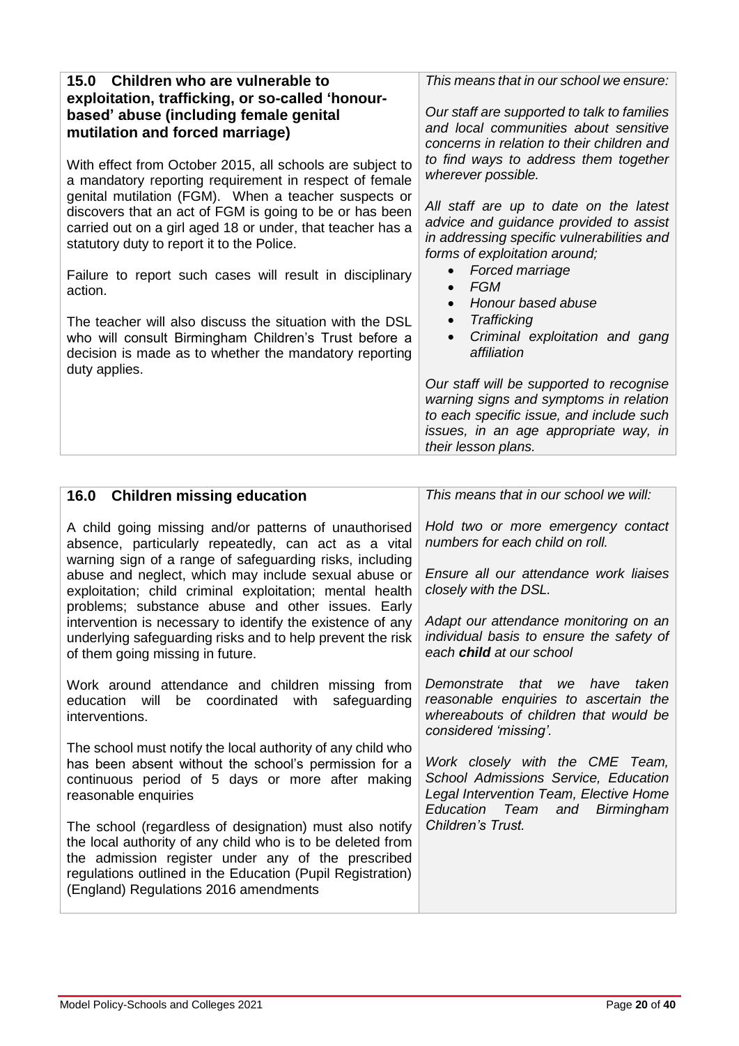## 15.0 Children who are vulnerable to exploitation, trafficking, or so-called 'honour-based' abuse (including female genital mutilation and forced marriage)

With effect from October 2015, all schools are subject to a mandatory reporting requirement in respect of female genital mutilation (FGM). When a teacher suspects or discovers that an act of FGM is going to be or has been carried out on a girl aged 18 or under, that teacher has a statutory duty to report it to the Police.

Failure to report such cases will result in disciplinary action.

The teacher will also discuss the situation with the DSL who will consult Birmingham Children's Trust before a decision is made as to whether the mandatory reporting duty applies.

*This means that in our school we ensure:*

*Our staff are supported to talk to families and local communities about sensitive concerns in relation to their children and to find ways to address them together wherever possible.*

*All staff are up to date on the latest advice and guidance provided to assist in addressing specific vulnerabilities and forms of exploitation around;*

- *Forced marriage*
- *FGM*
- *Honour based abuse*
- *Trafficking*
- *Criminal exploitation and gang affiliation*

*Our staff will be supported to recognise warning signs and symptoms in relation to each specific issue, and include such issues, in an age appropriate way, in their lesson plans.*

## 16.0 Children missing education

A child going missing and/or patterns of unauthorised absence, particularly repeatedly, can act as a vital warning sign of a range of safeguarding risks, including abuse and neglect, which may include sexual abuse or exploitation; child criminal exploitation; mental health problems; substance abuse and other issues. Early intervention is necessary to identify the existence of any underlying safeguarding risks and to help prevent the risk of them going missing in future.

Work around attendance and children missing from education will be coordinated with safeguarding interventions.

The school must notify the local authority of any child who has been absent without the school's permission for a continuous period of 5 days or more after making reasonable enquiries

The school (regardless of designation) must also notify the local authority of any child who is to be deleted from the admission register under any of the prescribed regulations outlined in the Education (Pupil Registration) (England) Regulations 2016 amendments

*This means that in our school we will:*

*Hold two or more emergency contact numbers for each child on roll.*

*Ensure all our attendance work liaises closely with the DSL.*

*Adapt our attendance monitoring on an individual basis to ensure the safety of each* ***child*** *at our school*

*Demonstrate that we have taken reasonable enquiries to ascertain the whereabouts of children that would be considered 'missing'.*

*Work closely with the CME Team, School Admissions Service, Education Legal Intervention Team, Elective Home Education Team and Birmingham Children's Trust.*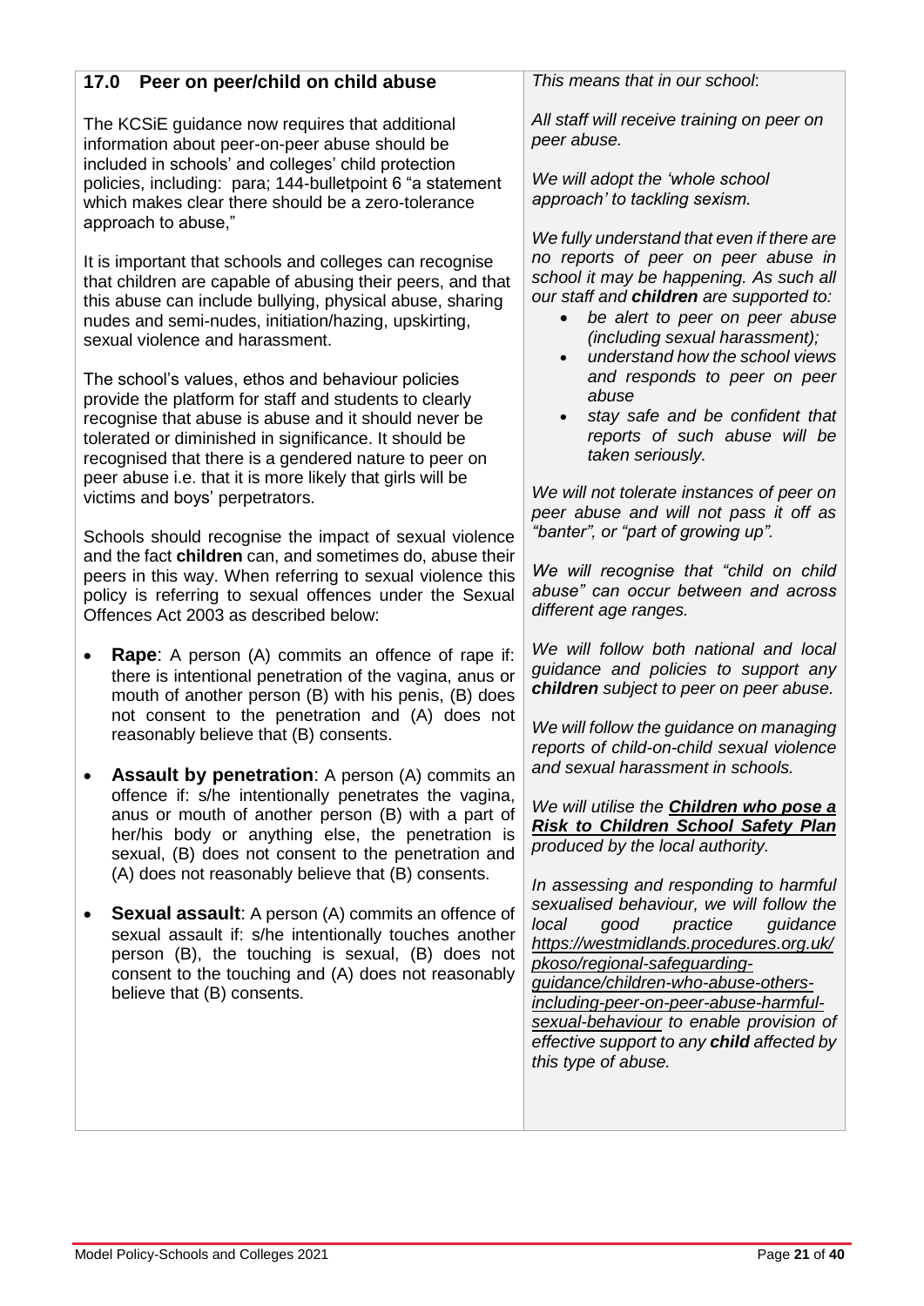## 17.0 Peer on peer/child on child abuse

The KCSiE guidance now requires that additional information about peer-on-peer abuse should be included in schools' and colleges' child protection policies, including: para; 144-bulletpoint 6 "a statement which makes clear there should be a zero-tolerance approach to abuse,"

It is important that schools and colleges can recognise that children are capable of abusing their peers, and that this abuse can include bullying, physical abuse, sharing nudes and semi-nudes, initiation/hazing, upskirting, sexual violence and harassment.

The school's values, ethos and behaviour policies provide the platform for staff and students to clearly recognise that abuse is abuse and it should never be tolerated or diminished in significance. It should be recognised that there is a gendered nature to peer on peer abuse i.e. that it is more likely that girls will be victims and boys' perpetrators.

Schools should recognise the impact of sexual violence and the fact **children** can, and sometimes do, abuse their peers in this way. When referring to sexual violence this policy is referring to sexual offences under the Sexual Offences Act 2003 as described below:

- **Rape**: A person (A) commits an offence of rape if: there is intentional penetration of the vagina, anus or mouth of another person (B) with his penis, (B) does not consent to the penetration and (A) does not reasonably believe that (B) consents.
- **Assault by penetration**: A person (A) commits an offence if: s/he intentionally penetrates the vagina, anus or mouth of another person (B) with a part of her/his body or anything else, the penetration is sexual, (B) does not consent to the penetration and (A) does not reasonably believe that (B) consents.
- **Sexual assault**: A person (A) commits an offence of sexual assault if: s/he intentionally touches another person (B), the touching is sexual, (B) does not consent to the touching and (A) does not reasonably believe that (B) consents.

*This means that in our school*:

*All staff will receive training on peer on peer abuse.*

*We will adopt the 'whole school approach' to tackling sexism.*

*We fully understand that even if there are no reports of peer on peer abuse in school it may be happening. As such all our staff and **children** are supported to:*

- *be alert to peer on peer abuse (including sexual harassment);*
- *understand how the school views and responds to peer on peer abuse*
- *stay safe and be confident that reports of such abuse will be taken seriously.*

*We will not tolerate instances of peer on peer abuse and will not pass it off as "banter", or "part of growing up".*

*We will recognise that "child on child abuse" can occur between and across different age ranges.*

*We will follow both national and local guidance and policies to support any **children** subject to peer on peer abuse.*

*We will follow the guidance on managing reports of child-on-child sexual violence and sexual harassment in schools.*

*We will utilise the **Children who pose a Risk to Children School Safety Plan** produced by the local authority.*

*In assessing and responding to harmful sexualised behaviour, we will follow the local good practice guidance https://westmidlands.procedures.org.uk/pkoso/regional-safeguarding-guidance/children-who-abuse-others-including-peer-on-peer-abuse-harmful-sexual-behaviour to enable provision of effective support to any **child** affected by this type of abuse.*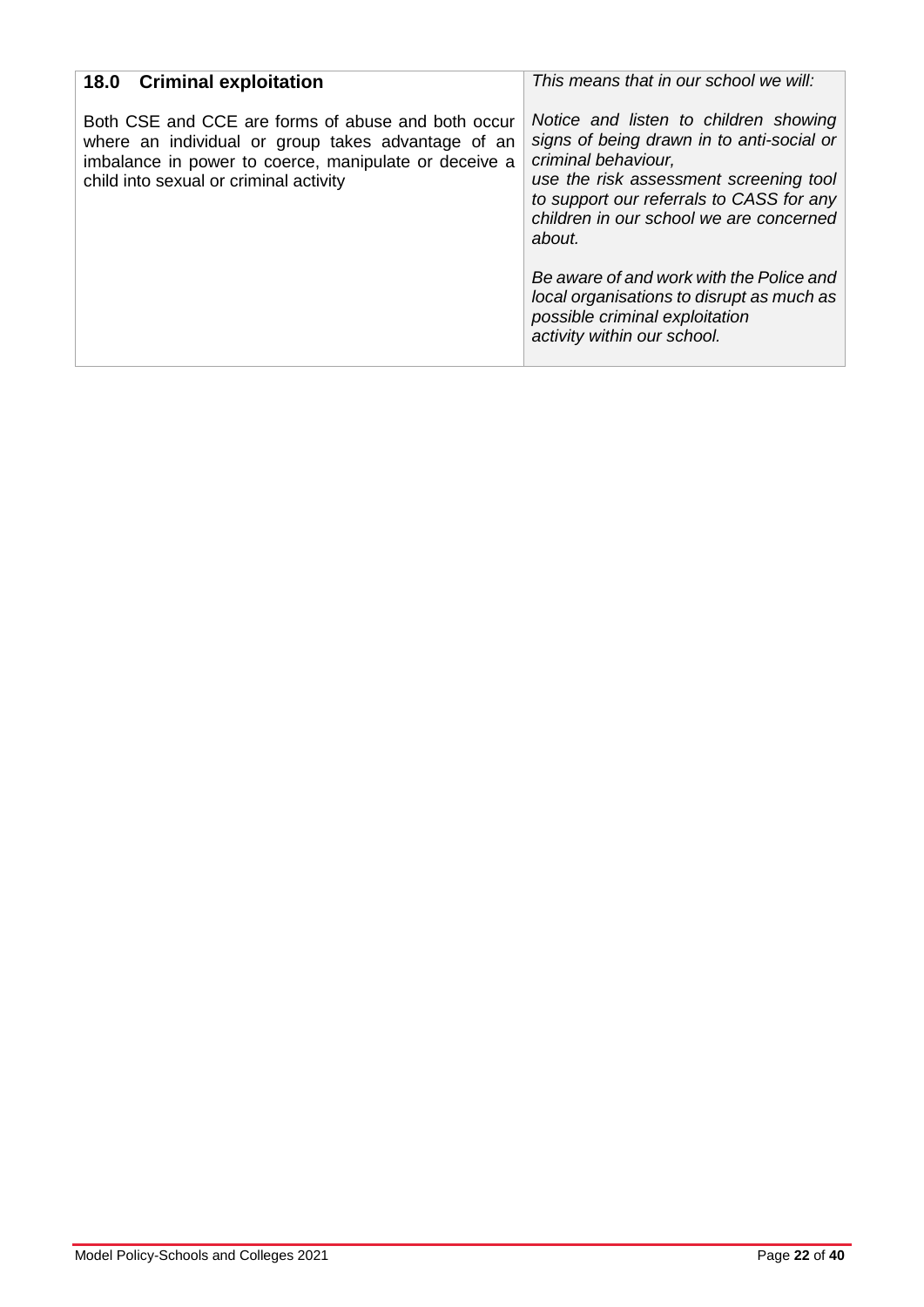| **18.0 Criminal exploitation** | *This means that in our school we will:* |
| --- | --- |
| Both CSE and CCE are forms of abuse and both occur where an individual or group takes advantage of an imbalance in power to coerce, manipulate or deceive a child into sexual or criminal activity | *Notice and listen to children showing signs of being drawn in to anti-social or criminal behaviour, use the risk assessment screening tool to support our referrals to CASS for any children in our school we are concerned about.*<br><br>*Be aware of and work with the Police and local organisations to disrupt as much as possible criminal exploitation activity within our school.* |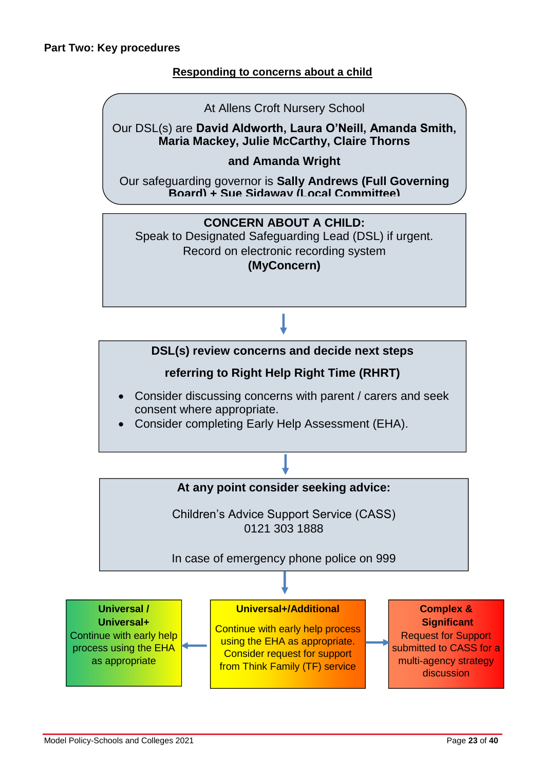**Part Two: Key procedures**

## Responding to concerns about a child

At Allens Croft Nursery School

Our DSL(s) are **David Aldworth, Laura O'Neill, Amanda Smith, Maria Mackey, Julie McCarthy, Claire Thorns**

**and Amanda Wright**

Our safeguarding governor is **Sally Andrews (Full Governing Board) + Sue Sidaway (Local Committee)**

**CONCERN ABOUT A CHILD:**
Speak to Designated Safeguarding Lead (DSL) if urgent.
Record on electronic recording system
**(MyConcern)**

↓

**DSL(s) review concerns and decide next steps**

**referring to Right Help Right Time (RHRT)**

- Consider discussing concerns with parent / carers and seek consent where appropriate.
- Consider completing Early Help Assessment (EHA).

↓

**At any point consider seeking advice:**

Children's Advice Support Service (CASS)
0121 303 1888

In case of emergency phone police on 999

↓

**Universal+/Additional**
Continue with early help process using the EHA as appropriate. Consider request for support from Think Family (TF) service

← **Universal / Universal+**
Continue with early help process using the EHA as appropriate

→ **Complex & Significant**
Request for Support submitted to CASS for a multi-agency strategy discussion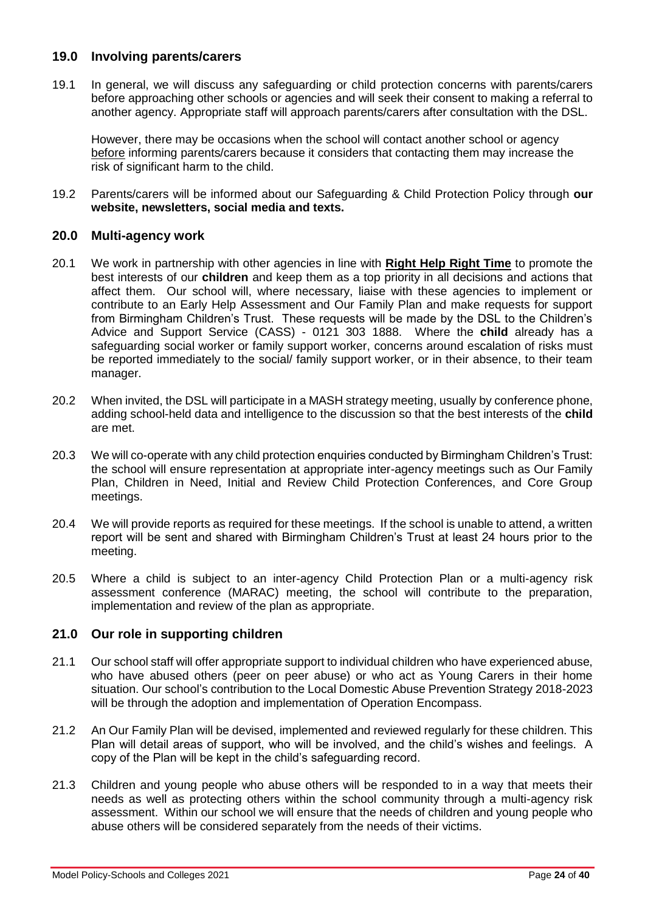## 19.0 Involving parents/carers

19.1 In general, we will discuss any safeguarding or child protection concerns with parents/carers before approaching other schools or agencies and will seek their consent to making a referral to another agency. Appropriate staff will approach parents/carers after consultation with the DSL.

However, there may be occasions when the school will contact another school or agency before informing parents/carers because it considers that contacting them may increase the risk of significant harm to the child.

19.2 Parents/carers will be informed about our Safeguarding & Child Protection Policy through **our website, newsletters, social media and texts.**

## 20.0 Multi-agency work

20.1 We work in partnership with other agencies in line with **Right Help Right Time** to promote the best interests of our **children** and keep them as a top priority in all decisions and actions that affect them. Our school will, where necessary, liaise with these agencies to implement or contribute to an Early Help Assessment and Our Family Plan and make requests for support from Birmingham Children's Trust. These requests will be made by the DSL to the Children's Advice and Support Service (CASS) - 0121 303 1888. Where the **child** already has a safeguarding social worker or family support worker, concerns around escalation of risks must be reported immediately to the social/ family support worker, or in their absence, to their team manager.

20.2 When invited, the DSL will participate in a MASH strategy meeting, usually by conference phone, adding school-held data and intelligence to the discussion so that the best interests of the **child** are met.

20.3 We will co-operate with any child protection enquiries conducted by Birmingham Children's Trust: the school will ensure representation at appropriate inter-agency meetings such as Our Family Plan, Children in Need, Initial and Review Child Protection Conferences, and Core Group meetings.

20.4 We will provide reports as required for these meetings. If the school is unable to attend, a written report will be sent and shared with Birmingham Children's Trust at least 24 hours prior to the meeting.

20.5 Where a child is subject to an inter-agency Child Protection Plan or a multi-agency risk assessment conference (MARAC) meeting, the school will contribute to the preparation, implementation and review of the plan as appropriate.

## 21.0 Our role in supporting children

21.1 Our school staff will offer appropriate support to individual children who have experienced abuse, who have abused others (peer on peer abuse) or who act as Young Carers in their home situation. Our school's contribution to the Local Domestic Abuse Prevention Strategy 2018-2023 will be through the adoption and implementation of Operation Encompass.

21.2 An Our Family Plan will be devised, implemented and reviewed regularly for these children. This Plan will detail areas of support, who will be involved, and the child's wishes and feelings. A copy of the Plan will be kept in the child's safeguarding record.

21.3 Children and young people who abuse others will be responded to in a way that meets their needs as well as protecting others within the school community through a multi-agency risk assessment. Within our school we will ensure that the needs of children and young people who abuse others will be considered separately from the needs of their victims.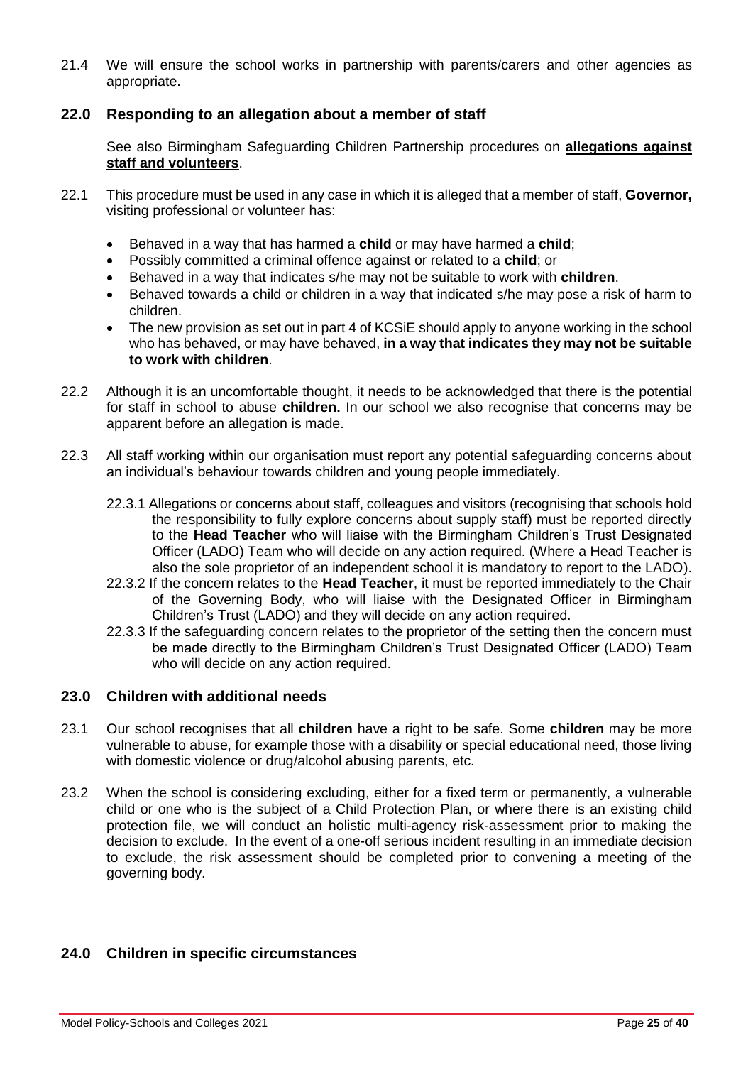21.4 We will ensure the school works in partnership with parents/carers and other agencies as appropriate.

## 22.0 Responding to an allegation about a member of staff

See also Birmingham Safeguarding Children Partnership procedures on **allegations against staff and volunteers**.

22.1 This procedure must be used in any case in which it is alleged that a member of staff, **Governor,** visiting professional or volunteer has:

- Behaved in a way that has harmed a **child** or may have harmed a **child**;
- Possibly committed a criminal offence against or related to a **child**; or
- Behaved in a way that indicates s/he may not be suitable to work with **children**.
- Behaved towards a child or children in a way that indicated s/he may pose a risk of harm to children.
- The new provision as set out in part 4 of KCSiE should apply to anyone working in the school who has behaved, or may have behaved, **in a way that indicates they may not be suitable to work with children**.

22.2 Although it is an uncomfortable thought, it needs to be acknowledged that there is the potential for staff in school to abuse **children.** In our school we also recognise that concerns may be apparent before an allegation is made.

22.3 All staff working within our organisation must report any potential safeguarding concerns about an individual's behaviour towards children and young people immediately.

22.3.1 Allegations or concerns about staff, colleagues and visitors (recognising that schools hold the responsibility to fully explore concerns about supply staff) must be reported directly to the **Head Teacher** who will liaise with the Birmingham Children's Trust Designated Officer (LADO) Team who will decide on any action required. (Where a Head Teacher is also the sole proprietor of an independent school it is mandatory to report to the LADO).

22.3.2 If the concern relates to the **Head Teacher**, it must be reported immediately to the Chair of the Governing Body, who will liaise with the Designated Officer in Birmingham Children's Trust (LADO) and they will decide on any action required.

22.3.3 If the safeguarding concern relates to the proprietor of the setting then the concern must be made directly to the Birmingham Children's Trust Designated Officer (LADO) Team who will decide on any action required.

## 23.0 Children with additional needs

23.1 Our school recognises that all **children** have a right to be safe. Some **children** may be more vulnerable to abuse, for example those with a disability or special educational need, those living with domestic violence or drug/alcohol abusing parents, etc.

23.2 When the school is considering excluding, either for a fixed term or permanently, a vulnerable child or one who is the subject of a Child Protection Plan, or where there is an existing child protection file, we will conduct an holistic multi-agency risk-assessment prior to making the decision to exclude. In the event of a one-off serious incident resulting in an immediate decision to exclude, the risk assessment should be completed prior to convening a meeting of the governing body.

## 24.0 Children in specific circumstances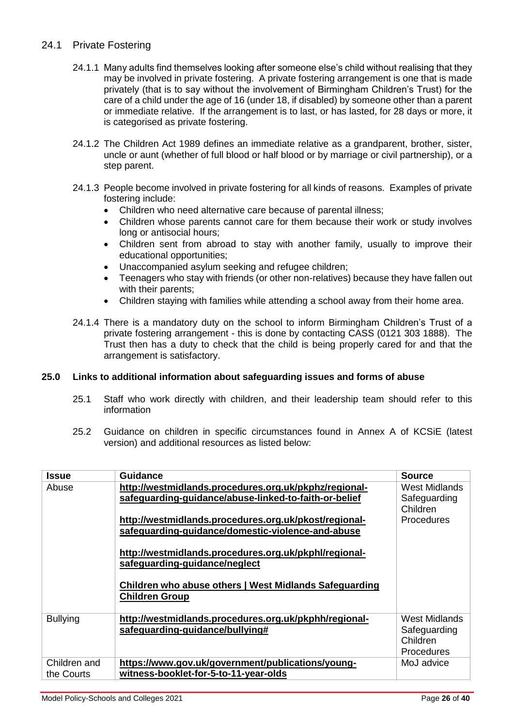## 24.1 Private Fostering

24.1.1 Many adults find themselves looking after someone else's child without realising that they may be involved in private fostering. A private fostering arrangement is one that is made privately (that is to say without the involvement of Birmingham Children's Trust) for the care of a child under the age of 16 (under 18, if disabled) by someone other than a parent or immediate relative. If the arrangement is to last, or has lasted, for 28 days or more, it is categorised as private fostering.

24.1.2 The Children Act 1989 defines an immediate relative as a grandparent, brother, sister, uncle or aunt (whether of full blood or half blood or by marriage or civil partnership), or a step parent.

24.1.3 People become involved in private fostering for all kinds of reasons. Examples of private fostering include:

- Children who need alternative care because of parental illness;
- Children whose parents cannot care for them because their work or study involves long or antisocial hours;
- Children sent from abroad to stay with another family, usually to improve their educational opportunities;
- Unaccompanied asylum seeking and refugee children;
- Teenagers who stay with friends (or other non-relatives) because they have fallen out with their parents;
- Children staying with families while attending a school away from their home area.

24.1.4 There is a mandatory duty on the school to inform Birmingham Children's Trust of a private fostering arrangement - this is done by contacting CASS (0121 303 1888). The Trust then has a duty to check that the child is being properly cared for and that the arrangement is satisfactory.

## 25.0 Links to additional information about safeguarding issues and forms of abuse

25.1 Staff who work directly with children, and their leadership team should refer to this information

25.2 Guidance on children in specific circumstances found in Annex A of KCSiE (latest version) and additional resources as listed below:

| Issue | Guidance | Source |
|---|---|---|
| Abuse | **http://westmidlands.procedures.org.uk/pkphz/regional-safeguarding-guidance/abuse-linked-to-faith-or-belief**<br><br>**http://westmidlands.procedures.org.uk/pkost/regional-safeguarding-guidance/domestic-violence-and-abuse**<br><br>**http://westmidlands.procedures.org.uk/pkphl/regional-safeguarding-guidance/neglect**<br><br>**Children who abuse others \| West Midlands Safeguarding Children Group** | West Midlands Safeguarding Children Procedures |
| Bullying | **http://westmidlands.procedures.org.uk/pkphh/regional-safeguarding-guidance/bullying#** | West Midlands Safeguarding Children Procedures |
| Children and the Courts | **https://www.gov.uk/government/publications/young-witness-booklet-for-5-to-11-year-olds** | MoJ advice |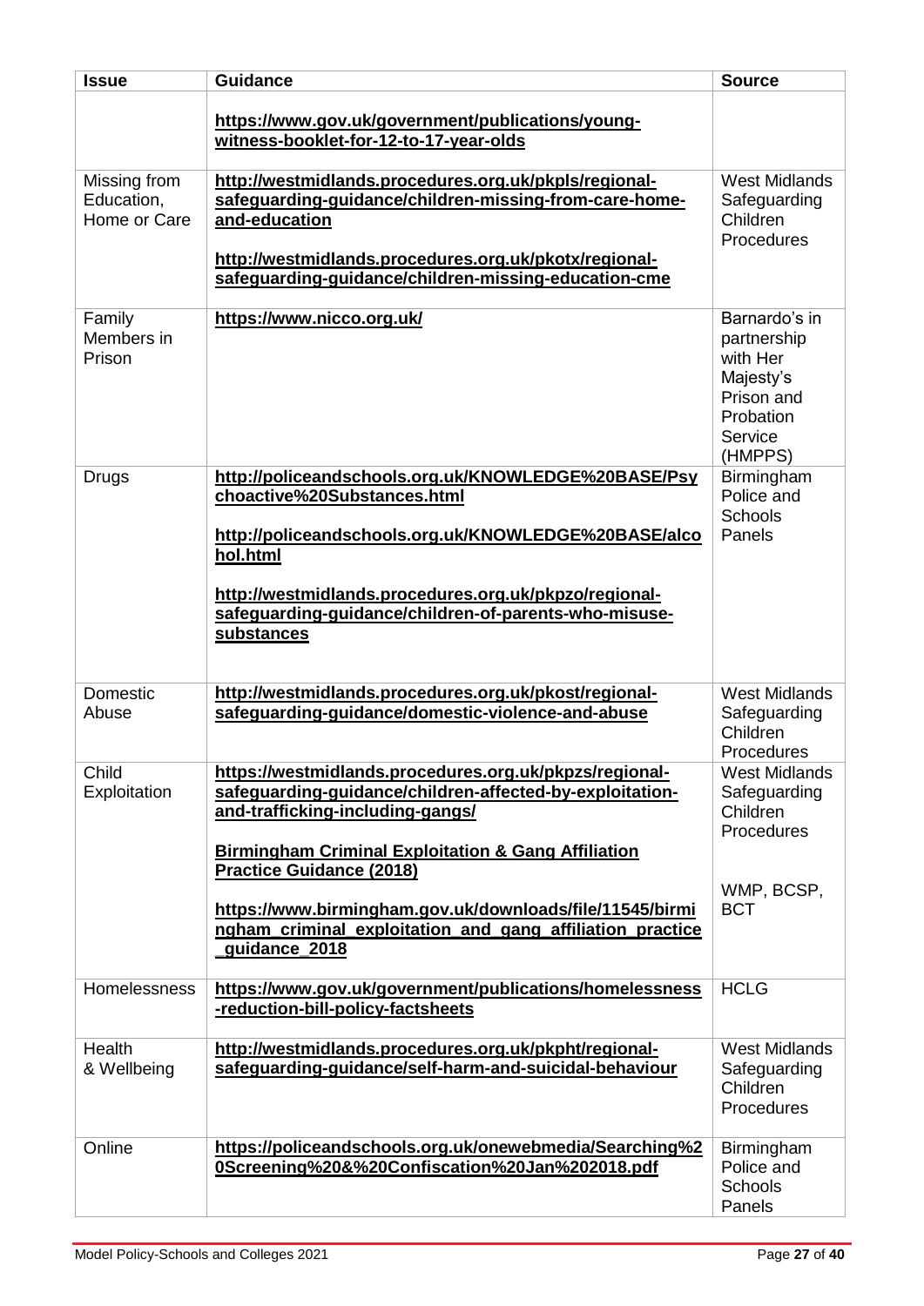| Issue | Guidance | Source |
| --- | --- | --- |
| | **https://www.gov.uk/government/publications/young-witness-booklet-for-12-to-17-year-olds** | |
| Missing from Education, Home or Care | **http://westmidlands.procedures.org.uk/pkpls/regional-safeguarding-guidance/children-missing-from-care-home-and-education**<br><br>**http://westmidlands.procedures.org.uk/pkotx/regional-safeguarding-guidance/children-missing-education-cme** | West Midlands Safeguarding Children Procedures |
| Family Members in Prison | **https://www.nicco.org.uk/** | Barnardo's in partnership with Her Majesty's Prison and Probation Service (HMPPS) |
| Drugs | **http://policeandschools.org.uk/KNOWLEDGE%20BASE/Psychoactive%20Substances.html**<br><br>**http://policeandschools.org.uk/KNOWLEDGE%20BASE/alcohol.html**<br><br>**http://westmidlands.procedures.org.uk/pkpzo/regional-safeguarding-guidance/children-of-parents-who-misuse-substances** | Birmingham Police and Schools Panels |
| Domestic Abuse | **http://westmidlands.procedures.org.uk/pkost/regional-safeguarding-guidance/domestic-violence-and-abuse** | West Midlands Safeguarding Children Procedures |
| Child Exploitation | **https://westmidlands.procedures.org.uk/pkpzs/regional-safeguarding-guidance/children-affected-by-exploitation-and-trafficking-including-gangs/**<br><br>**Birmingham Criminal Exploitation & Gang Affiliation Practice Guidance (2018)**<br><br>**https://www.birmingham.gov.uk/downloads/file/11545/birmingham_criminal_exploitation_and_gang_affiliation_practice_guidance_2018** | West Midlands Safeguarding Children Procedures<br><br>WMP, BCSP, BCT |
| Homelessness | **https://www.gov.uk/government/publications/homelessness-reduction-bill-policy-factsheets** | HCLG |
| Health & Wellbeing | **http://westmidlands.procedures.org.uk/pkpht/regional-safeguarding-guidance/self-harm-and-suicidal-behaviour** | West Midlands Safeguarding Children Procedures |
| Online | **https://policeandschools.org.uk/onewebmedia/Searching%20Screening%20&%20Confiscation%20Jan%202018.pdf** | Birmingham Police and Schools Panels |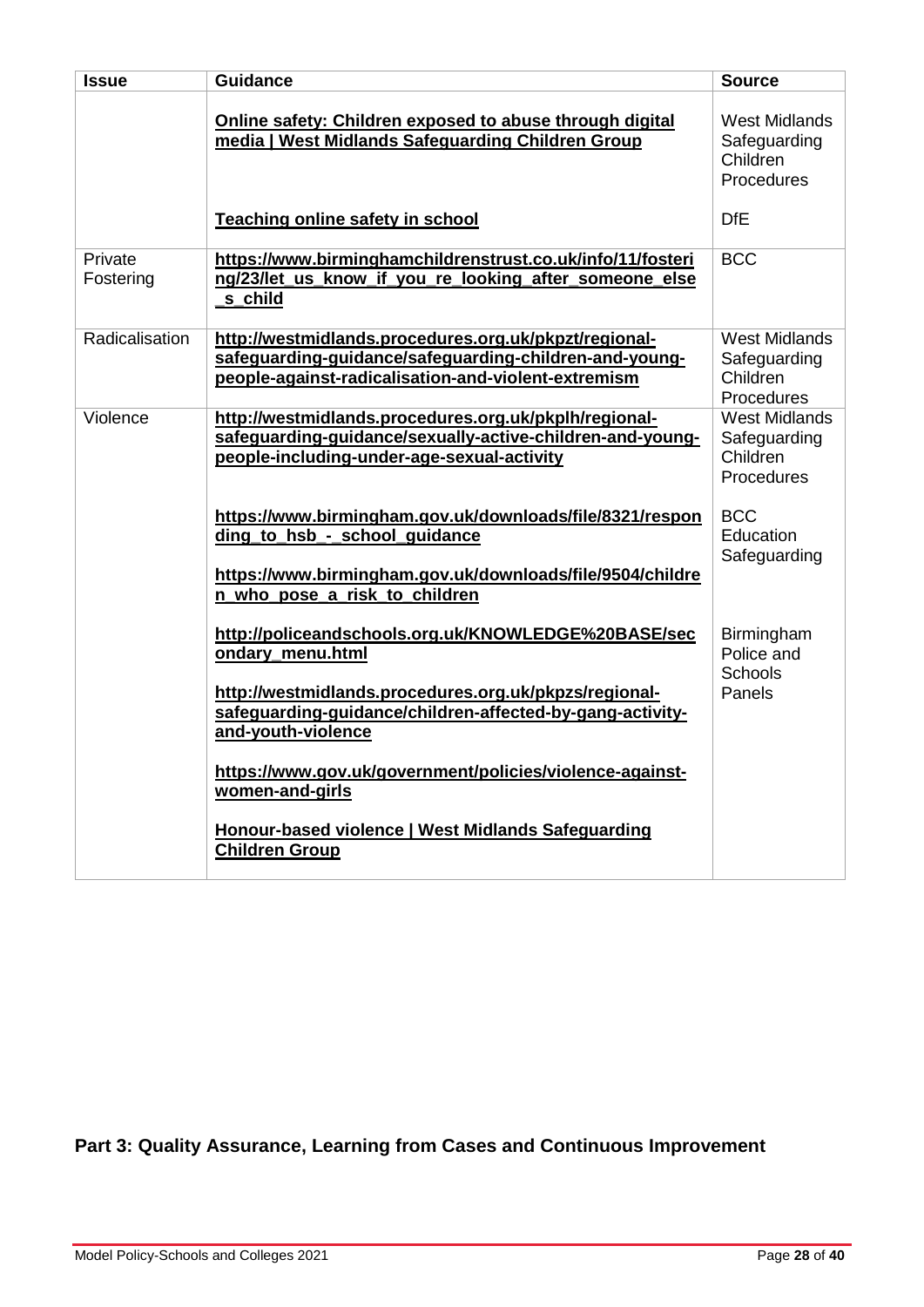| Issue | Guidance | Source |
|---|---|---|
| | **Online safety: Children exposed to abuse through digital media \| West Midlands Safeguarding Children Group** | West Midlands Safeguarding Children Procedures |
| | **Teaching online safety in school** | DfE |
| Private Fostering | **https://www.birminghamchildrenstrust.co.uk/info/11/fostering/23/let_us_know_if_you_re_looking_after_someone_else_s_child** | BCC |
| Radicalisation | **http://westmidlands.procedures.org.uk/pkpzt/regional-safeguarding-guidance/safeguarding-children-and-young-people-against-radicalisation-and-violent-extremism** | West Midlands Safeguarding Children Procedures |
| Violence | **http://westmidlands.procedures.org.uk/pkplh/regional-safeguarding-guidance/sexually-active-children-and-young-people-including-under-age-sexual-activity** | West Midlands Safeguarding Children Procedures |
| | **https://www.birmingham.gov.uk/downloads/file/8321/responding_to_hsb_-_school_guidance** <br> **https://www.birmingham.gov.uk/downloads/file/9504/children_who_pose_a_risk_to_children** | BCC Education Safeguarding |
| | **http://policeandschools.org.uk/KNOWLEDGE%20BASE/secondary_menu.html** <br> **http://westmidlands.procedures.org.uk/pkpzs/regional-safeguarding-guidance/children-affected-by-gang-activity-and-youth-violence** <br> **https://www.gov.uk/government/policies/violence-against-women-and-girls** <br> **Honour-based violence \| West Midlands Safeguarding Children Group** | Birmingham Police and Schools Panels |

## Part 3: Quality Assurance, Learning from Cases and Continuous Improvement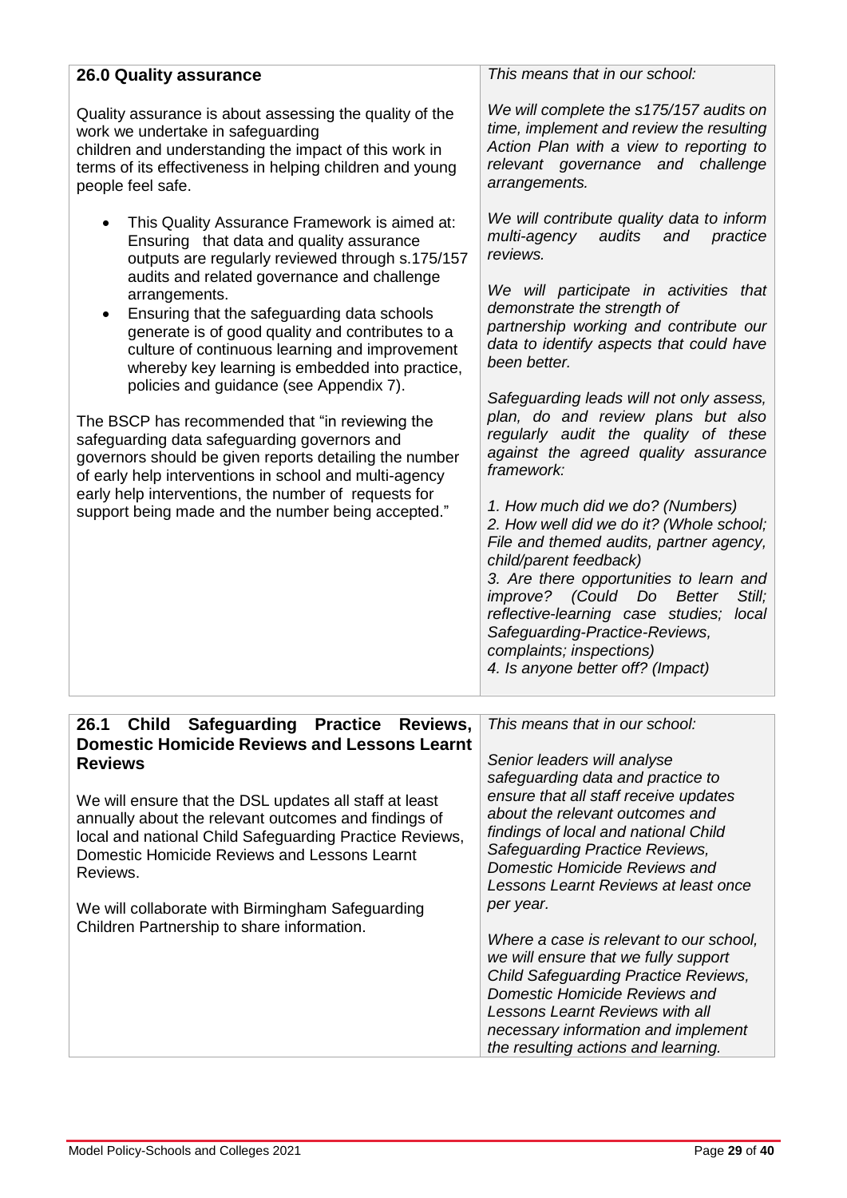| 26.0 Quality assurance | *This means that in our school:* |
| --- | --- |
| Quality assurance is about assessing the quality of the work we undertake in safeguarding children and understanding the impact of this work in terms of its effectiveness in helping children and young people feel safe.<br><br>- This Quality Assurance Framework is aimed at: Ensuring that data and quality assurance outputs are regularly reviewed through s.175/157 audits and related governance and challenge arrangements.<br>- Ensuring that the safeguarding data schools generate is of good quality and contributes to a culture of continuous learning and improvement whereby key learning is embedded into practice, policies and guidance (see Appendix 7).<br><br>The BSCP has recommended that "in reviewing the safeguarding data safeguarding governors and governors should be given reports detailing the number of early help interventions in school and multi-agency early help interventions, the number of requests for support being made and the number being accepted." | *We will complete the s175/157 audits on time, implement and review the resulting Action Plan with a view to reporting to relevant governance and challenge arrangements.*<br><br>*We will contribute quality data to inform multi-agency audits and practice reviews.*<br><br>*We will participate in activities that demonstrate the strength of partnership working and contribute our data to identify aspects that could have been better.*<br><br>*Safeguarding leads will not only assess, plan, do and review plans but also regularly audit the quality of these against the agreed quality assurance framework:*<br><br>*1. How much did we do? (Numbers)*<br>*2. How well did we do it? (Whole school; File and themed audits, partner agency, child/parent feedback)*<br>*3. Are there opportunities to learn and improve? (Could Do Better Still; reflective-learning case studies; local Safeguarding-Practice-Reviews, complaints; inspections)*<br>*4. Is anyone better off? (Impact)* |

| 26.1 Child Safeguarding Practice Reviews, Domestic Homicide Reviews and Lessons Learnt Reviews | *This means that in our school:* |
| --- | --- |
| We will ensure that the DSL updates all staff at least annually about the relevant outcomes and findings of local and national Child Safeguarding Practice Reviews, Domestic Homicide Reviews and Lessons Learnt Reviews.<br><br>We will collaborate with Birmingham Safeguarding Children Partnership to share information. | *Senior leaders will analyse safeguarding data and practice to ensure that all staff receive updates about the relevant outcomes and findings of local and national Child Safeguarding Practice Reviews, Domestic Homicide Reviews and Lessons Learnt Reviews at least once per year.*<br><br>*Where a case is relevant to our school, we will ensure that we fully support Child Safeguarding Practice Reviews, Domestic Homicide Reviews and Lessons Learnt Reviews with all necessary information and implement the resulting actions and learning.* |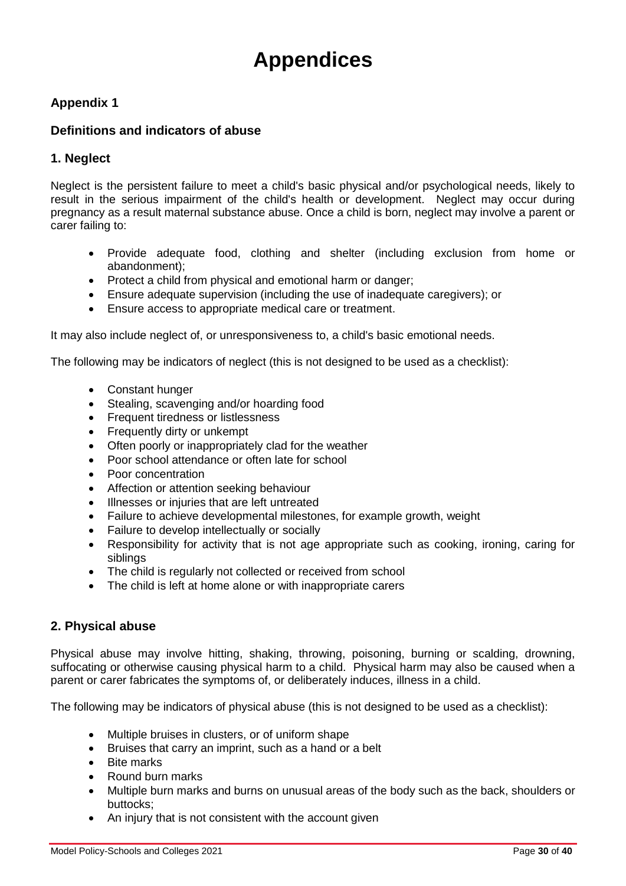# Appendices

### Appendix 1

### Definitions and indicators of abuse

### 1. Neglect

Neglect is the persistent failure to meet a child's basic physical and/or psychological needs, likely to result in the serious impairment of the child's health or development. Neglect may occur during pregnancy as a result maternal substance abuse. Once a child is born, neglect may involve a parent or carer failing to:

- Provide adequate food, clothing and shelter (including exclusion from home or abandonment);
- Protect a child from physical and emotional harm or danger;
- Ensure adequate supervision (including the use of inadequate caregivers); or
- Ensure access to appropriate medical care or treatment.

It may also include neglect of, or unresponsiveness to, a child's basic emotional needs.

The following may be indicators of neglect (this is not designed to be used as a checklist):

- Constant hunger
- Stealing, scavenging and/or hoarding food
- Frequent tiredness or listlessness
- Frequently dirty or unkempt
- Often poorly or inappropriately clad for the weather
- Poor school attendance or often late for school
- Poor concentration
- Affection or attention seeking behaviour
- Illnesses or injuries that are left untreated
- Failure to achieve developmental milestones, for example growth, weight
- Failure to develop intellectually or socially
- Responsibility for activity that is not age appropriate such as cooking, ironing, caring for siblings
- The child is regularly not collected or received from school
- The child is left at home alone or with inappropriate carers

### 2. Physical abuse

Physical abuse may involve hitting, shaking, throwing, poisoning, burning or scalding, drowning, suffocating or otherwise causing physical harm to a child. Physical harm may also be caused when a parent or carer fabricates the symptoms of, or deliberately induces, illness in a child.

The following may be indicators of physical abuse (this is not designed to be used as a checklist):

- Multiple bruises in clusters, or of uniform shape
- Bruises that carry an imprint, such as a hand or a belt
- Bite marks
- Round burn marks
- Multiple burn marks and burns on unusual areas of the body such as the back, shoulders or buttocks;
- An injury that is not consistent with the account given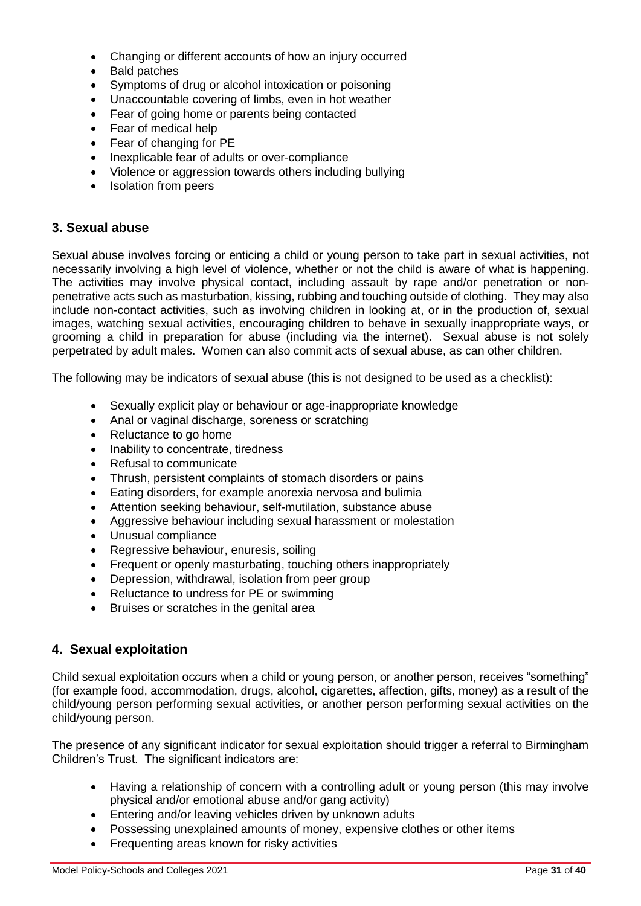- Changing or different accounts of how an injury occurred
- Bald patches
- Symptoms of drug or alcohol intoxication or poisoning
- Unaccountable covering of limbs, even in hot weather
- Fear of going home or parents being contacted
- Fear of medical help
- Fear of changing for PE
- Inexplicable fear of adults or over-compliance
- Violence or aggression towards others including bullying
- Isolation from peers

## 3. Sexual abuse

Sexual abuse involves forcing or enticing a child or young person to take part in sexual activities, not necessarily involving a high level of violence, whether or not the child is aware of what is happening. The activities may involve physical contact, including assault by rape and/or penetration or non-penetrative acts such as masturbation, kissing, rubbing and touching outside of clothing. They may also include non-contact activities, such as involving children in looking at, or in the production of, sexual images, watching sexual activities, encouraging children to behave in sexually inappropriate ways, or grooming a child in preparation for abuse (including via the internet). Sexual abuse is not solely perpetrated by adult males. Women can also commit acts of sexual abuse, as can other children.

The following may be indicators of sexual abuse (this is not designed to be used as a checklist):

- Sexually explicit play or behaviour or age-inappropriate knowledge
- Anal or vaginal discharge, soreness or scratching
- Reluctance to go home
- Inability to concentrate, tiredness
- Refusal to communicate
- Thrush, persistent complaints of stomach disorders or pains
- Eating disorders, for example anorexia nervosa and bulimia
- Attention seeking behaviour, self-mutilation, substance abuse
- Aggressive behaviour including sexual harassment or molestation
- Unusual compliance
- Regressive behaviour, enuresis, soiling
- Frequent or openly masturbating, touching others inappropriately
- Depression, withdrawal, isolation from peer group
- Reluctance to undress for PE or swimming
- Bruises or scratches in the genital area

## 4. Sexual exploitation

Child sexual exploitation occurs when a child or young person, or another person, receives "something" (for example food, accommodation, drugs, alcohol, cigarettes, affection, gifts, money) as a result of the child/young person performing sexual activities, or another person performing sexual activities on the child/young person.

The presence of any significant indicator for sexual exploitation should trigger a referral to Birmingham Children's Trust. The significant indicators are:

- Having a relationship of concern with a controlling adult or young person (this may involve physical and/or emotional abuse and/or gang activity)
- Entering and/or leaving vehicles driven by unknown adults
- Possessing unexplained amounts of money, expensive clothes or other items
- Frequenting areas known for risky activities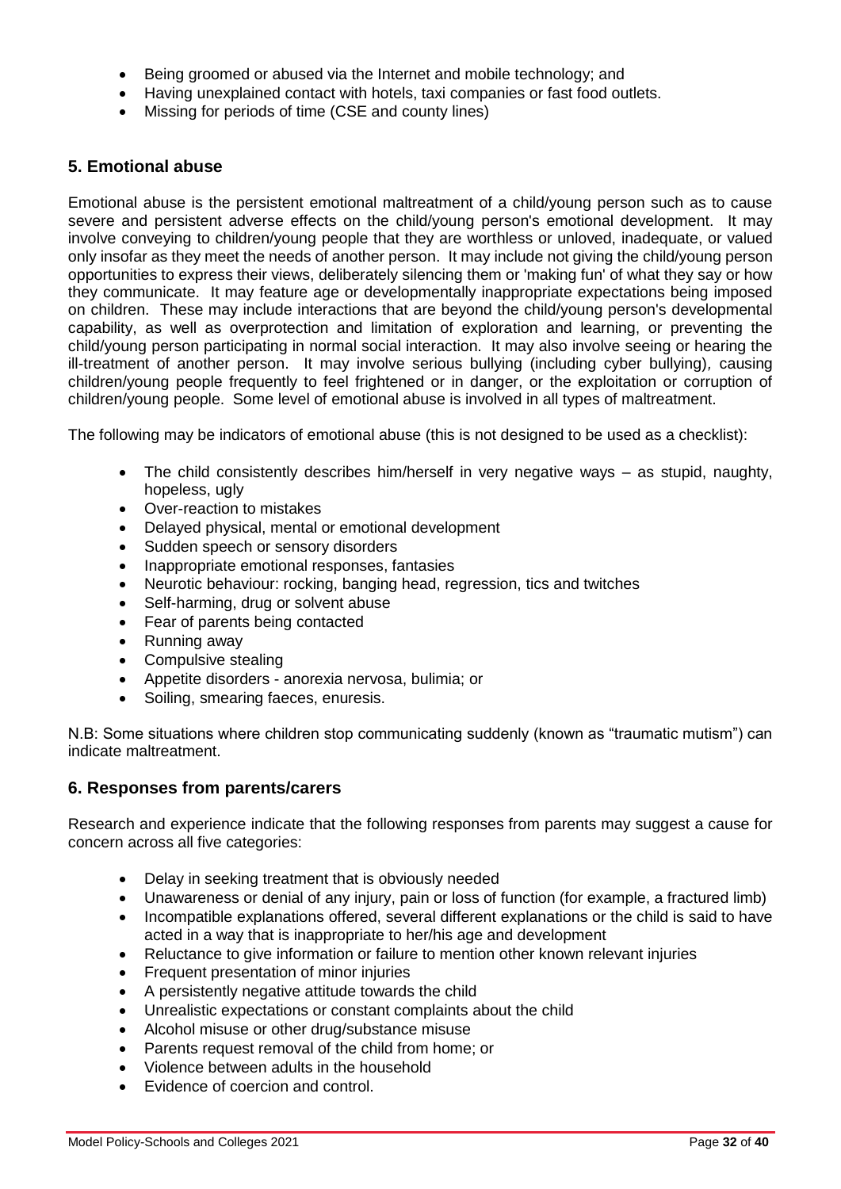- Being groomed or abused via the Internet and mobile technology; and
- Having unexplained contact with hotels, taxi companies or fast food outlets.
- Missing for periods of time (CSE and county lines)

## 5. Emotional abuse

Emotional abuse is the persistent emotional maltreatment of a child/young person such as to cause severe and persistent adverse effects on the child/young person's emotional development. It may involve conveying to children/young people that they are worthless or unloved, inadequate, or valued only insofar as they meet the needs of another person. It may include not giving the child/young person opportunities to express their views, deliberately silencing them or 'making fun' of what they say or how they communicate. It may feature age or developmentally inappropriate expectations being imposed on children. These may include interactions that are beyond the child/young person's developmental capability, as well as overprotection and limitation of exploration and learning, or preventing the child/young person participating in normal social interaction. It may also involve seeing or hearing the ill-treatment of another person. It may involve serious bullying (including cyber bullying), causing children/young people frequently to feel frightened or in danger, or the exploitation or corruption of children/young people. Some level of emotional abuse is involved in all types of maltreatment.

The following may be indicators of emotional abuse (this is not designed to be used as a checklist):

- The child consistently describes him/herself in very negative ways – as stupid, naughty, hopeless, ugly
- Over-reaction to mistakes
- Delayed physical, mental or emotional development
- Sudden speech or sensory disorders
- Inappropriate emotional responses, fantasies
- Neurotic behaviour: rocking, banging head, regression, tics and twitches
- Self-harming, drug or solvent abuse
- Fear of parents being contacted
- Running away
- Compulsive stealing
- Appetite disorders - anorexia nervosa, bulimia; or
- Soiling, smearing faeces, enuresis.

N.B: Some situations where children stop communicating suddenly (known as "traumatic mutism") can indicate maltreatment.

## 6. Responses from parents/carers

Research and experience indicate that the following responses from parents may suggest a cause for concern across all five categories:

- Delay in seeking treatment that is obviously needed
- Unawareness or denial of any injury, pain or loss of function (for example, a fractured limb)
- Incompatible explanations offered, several different explanations or the child is said to have acted in a way that is inappropriate to her/his age and development
- Reluctance to give information or failure to mention other known relevant injuries
- Frequent presentation of minor injuries
- A persistently negative attitude towards the child
- Unrealistic expectations or constant complaints about the child
- Alcohol misuse or other drug/substance misuse
- Parents request removal of the child from home; or
- Violence between adults in the household
- Evidence of coercion and control.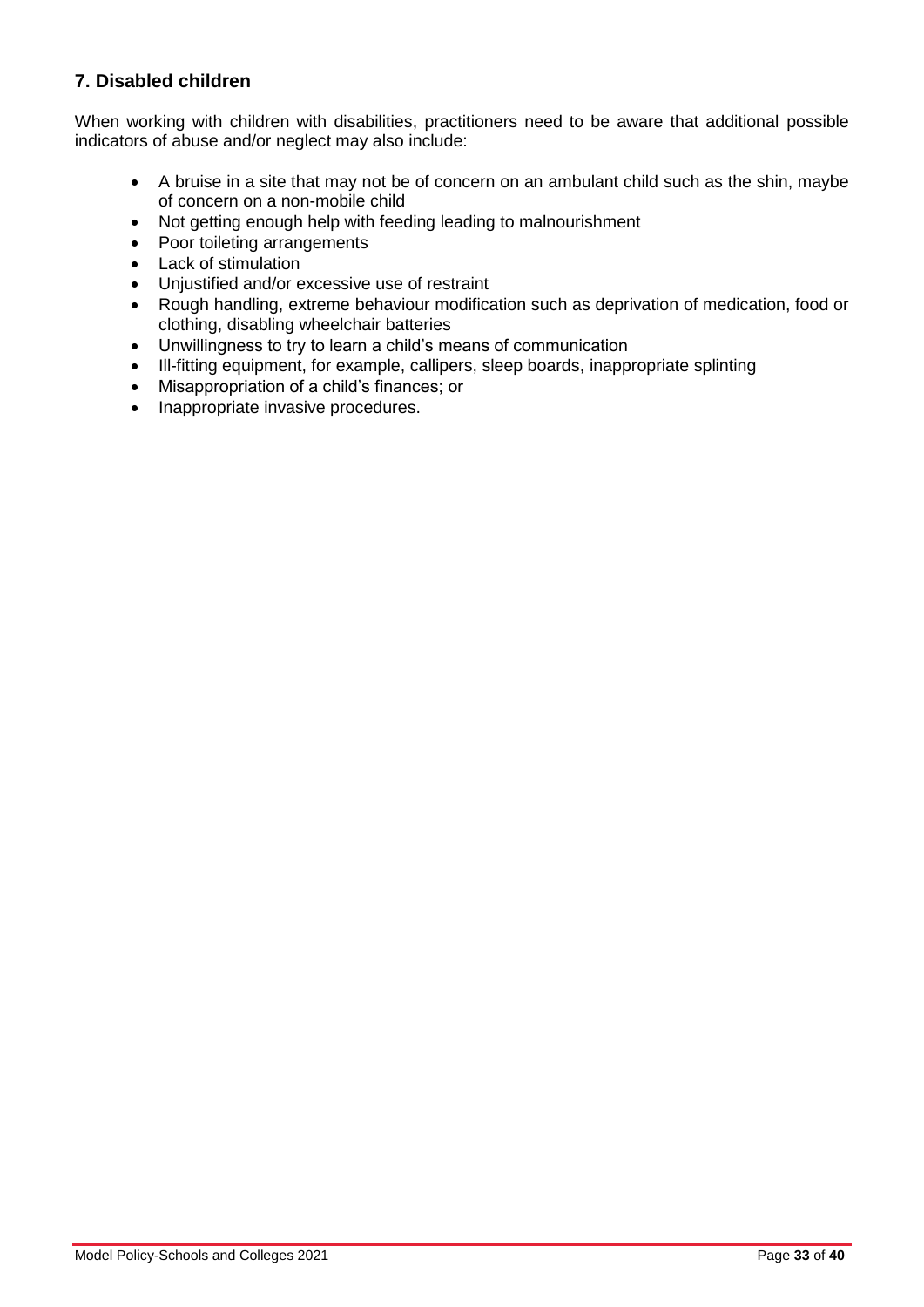## 7. Disabled children

When working with children with disabilities, practitioners need to be aware that additional possible indicators of abuse and/or neglect may also include:

- A bruise in a site that may not be of concern on an ambulant child such as the shin, maybe of concern on a non-mobile child
- Not getting enough help with feeding leading to malnourishment
- Poor toileting arrangements
- Lack of stimulation
- Unjustified and/or excessive use of restraint
- Rough handling, extreme behaviour modification such as deprivation of medication, food or clothing, disabling wheelchair batteries
- Unwillingness to try to learn a child's means of communication
- Ill-fitting equipment, for example, callipers, sleep boards, inappropriate splinting
- Misappropriation of a child's finances; or
- Inappropriate invasive procedures.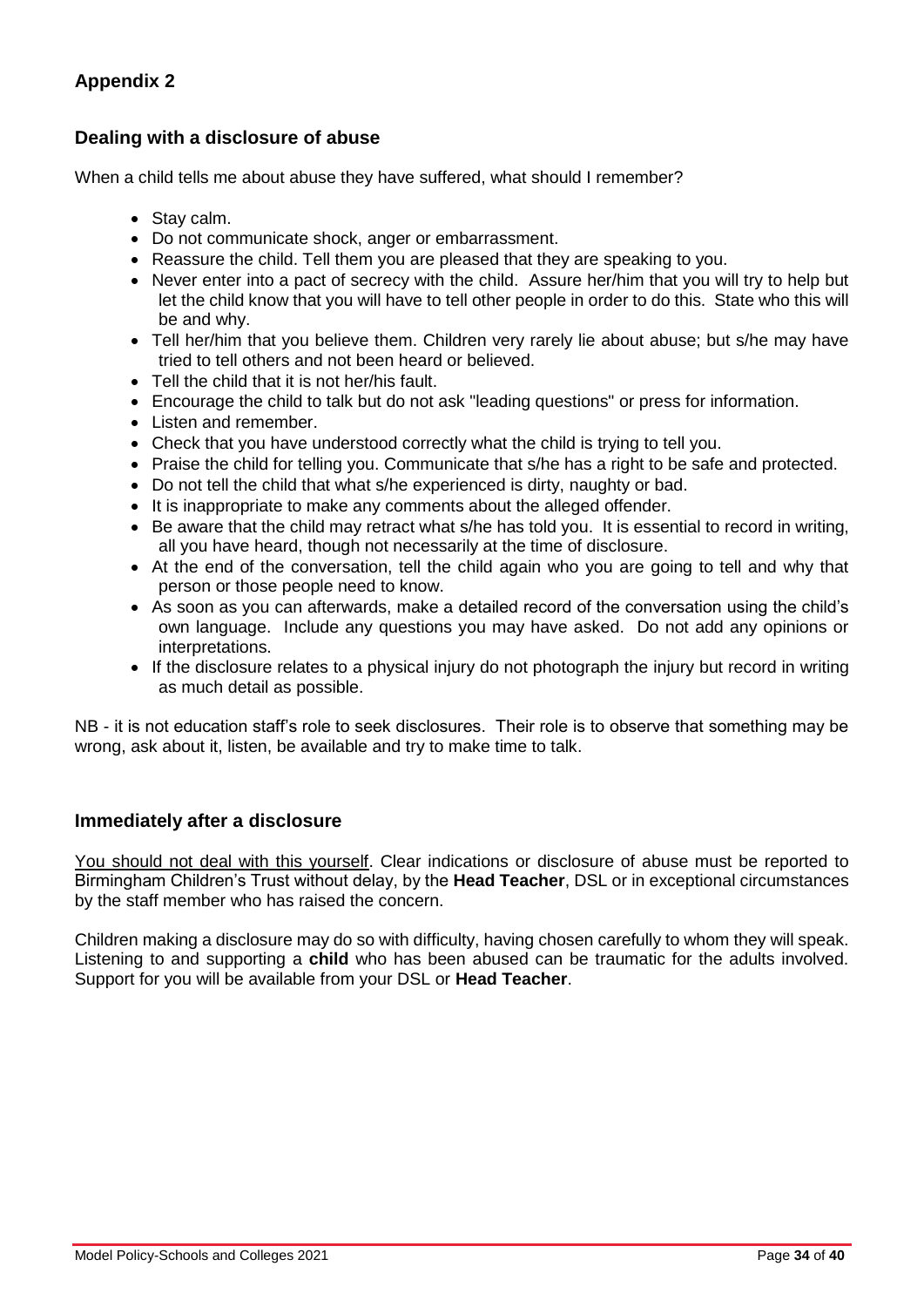## Appendix 2

### Dealing with a disclosure of abuse

When a child tells me about abuse they have suffered, what should I remember?

- Stay calm.
- Do not communicate shock, anger or embarrassment.
- Reassure the child. Tell them you are pleased that they are speaking to you.
- Never enter into a pact of secrecy with the child. Assure her/him that you will try to help but let the child know that you will have to tell other people in order to do this. State who this will be and why.
- Tell her/him that you believe them. Children very rarely lie about abuse; but s/he may have tried to tell others and not been heard or believed.
- Tell the child that it is not her/his fault.
- Encourage the child to talk but do not ask "leading questions" or press for information.
- Listen and remember.
- Check that you have understood correctly what the child is trying to tell you.
- Praise the child for telling you. Communicate that s/he has a right to be safe and protected.
- Do not tell the child that what s/he experienced is dirty, naughty or bad.
- It is inappropriate to make any comments about the alleged offender.
- Be aware that the child may retract what s/he has told you. It is essential to record in writing, all you have heard, though not necessarily at the time of disclosure.
- At the end of the conversation, tell the child again who you are going to tell and why that person or those people need to know.
- As soon as you can afterwards, make a detailed record of the conversation using the child's own language. Include any questions you may have asked. Do not add any opinions or interpretations.
- If the disclosure relates to a physical injury do not photograph the injury but record in writing as much detail as possible.

NB - it is not education staff's role to seek disclosures. Their role is to observe that something may be wrong, ask about it, listen, be available and try to make time to talk.

### Immediately after a disclosure

<u>You should not deal with this yourself</u>. Clear indications or disclosure of abuse must be reported to Birmingham Children's Trust without delay, by the **Head Teacher**, DSL or in exceptional circumstances by the staff member who has raised the concern.

Children making a disclosure may do so with difficulty, having chosen carefully to whom they will speak. Listening to and supporting a **child** who has been abused can be traumatic for the adults involved. Support for you will be available from your DSL or **Head Teacher**.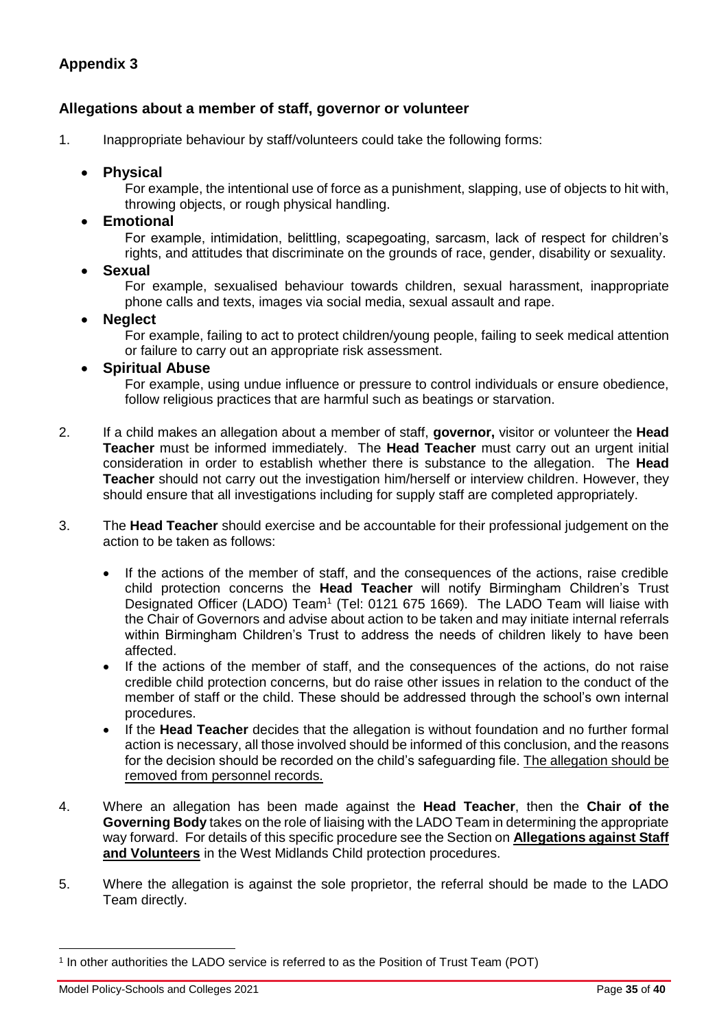## Appendix 3

### Allegations about a member of staff, governor or volunteer

1. Inappropriate behaviour by staff/volunteers could take the following forms:

   - **Physical**
     For example, the intentional use of force as a punishment, slapping, use of objects to hit with, throwing objects, or rough physical handling.
   - **Emotional**
     For example, intimidation, belittling, scapegoating, sarcasm, lack of respect for children's rights, and attitudes that discriminate on the grounds of race, gender, disability or sexuality.
   - **Sexual**
     For example, sexualised behaviour towards children, sexual harassment, inappropriate phone calls and texts, images via social media, sexual assault and rape.
   - **Neglect**
     For example, failing to act to protect children/young people, failing to seek medical attention or failure to carry out an appropriate risk assessment.
   - **Spiritual Abuse**
     For example, using undue influence or pressure to control individuals or ensure obedience, follow religious practices that are harmful such as beatings or starvation.

2. If a child makes an allegation about a member of staff, **governor,** visitor or volunteer the **Head Teacher** must be informed immediately. The **Head Teacher** must carry out an urgent initial consideration in order to establish whether there is substance to the allegation. The **Head Teacher** should not carry out the investigation him/herself or interview children. However, they should ensure that all investigations including for supply staff are completed appropriately.

3. The **Head Teacher** should exercise and be accountable for their professional judgement on the action to be taken as follows:

   - If the actions of the member of staff, and the consequences of the actions, raise credible child protection concerns the **Head Teacher** will notify Birmingham Children's Trust Designated Officer (LADO) Team[1] (Tel: 0121 675 1669). The LADO Team will liaise with the Chair of Governors and advise about action to be taken and may initiate internal referrals within Birmingham Children's Trust to address the needs of children likely to have been affected.
   - If the actions of the member of staff, and the consequences of the actions, do not raise credible child protection concerns, but do raise other issues in relation to the conduct of the member of staff or the child. These should be addressed through the school's own internal procedures.
   - If the **Head Teacher** decides that the allegation is without foundation and no further formal action is necessary, all those involved should be informed of this conclusion, and the reasons for the decision should be recorded on the child's safeguarding file. <u>The allegation should be removed from personnel records.</u>

4. Where an allegation has been made against the **Head Teacher**, then the **Chair of the Governing Body** takes on the role of liaising with the LADO Team in determining the appropriate way forward. For details of this specific procedure see the Section on **<u>Allegations against Staff and Volunteers</u>** in the West Midlands Child protection procedures.

5. Where the allegation is against the sole proprietor, the referral should be made to the LADO Team directly.

---

[1] In other authorities the LADO service is referred to as the Position of Trust Team (POT)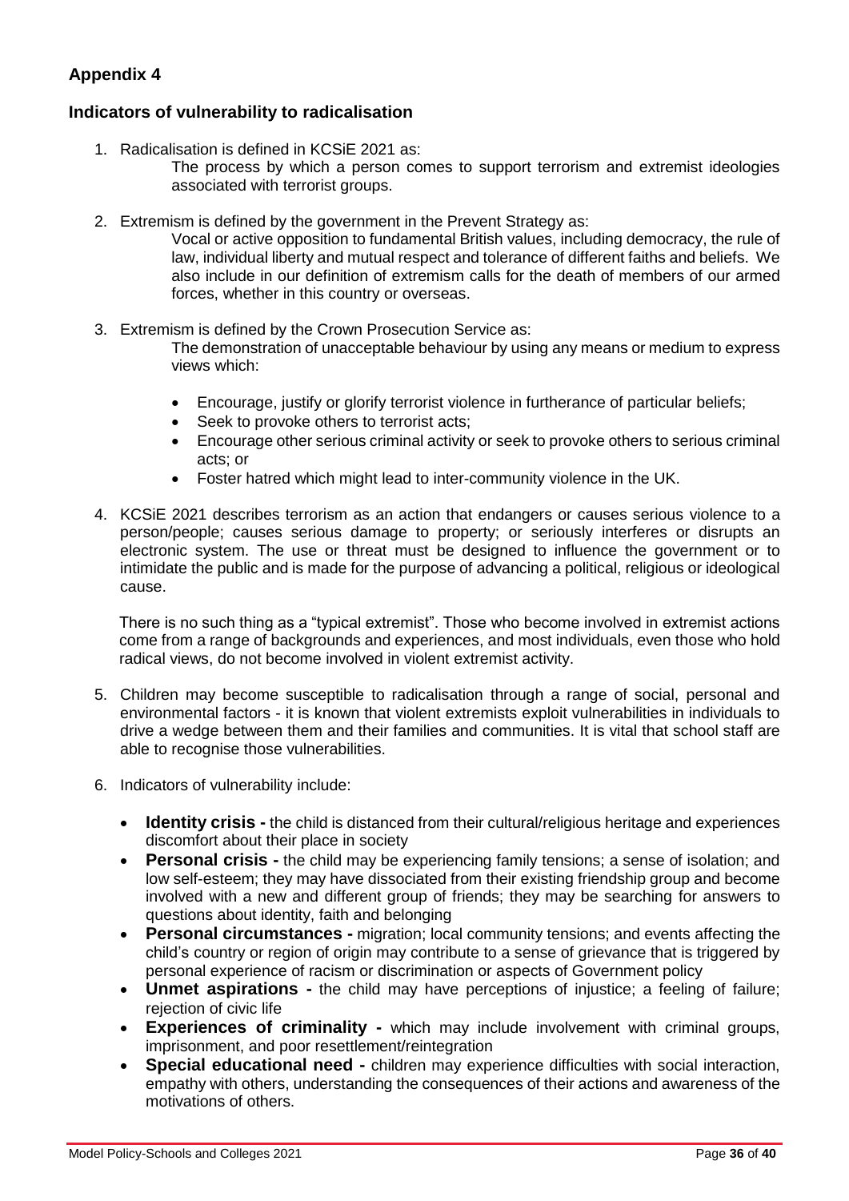## Appendix 4

### Indicators of vulnerability to radicalisation

1. Radicalisation is defined in KCSiE 2021 as:

   The process by which a person comes to support terrorism and extremist ideologies associated with terrorist groups.

2. Extremism is defined by the government in the Prevent Strategy as:

   Vocal or active opposition to fundamental British values, including democracy, the rule of law, individual liberty and mutual respect and tolerance of different faiths and beliefs. We also include in our definition of extremism calls for the death of members of our armed forces, whether in this country or overseas.

3. Extremism is defined by the Crown Prosecution Service as:

   The demonstration of unacceptable behaviour by using any means or medium to express views which:

   - Encourage, justify or glorify terrorist violence in furtherance of particular beliefs;
   - Seek to provoke others to terrorist acts;
   - Encourage other serious criminal activity or seek to provoke others to serious criminal acts; or
   - Foster hatred which might lead to inter-community violence in the UK.

4. KCSiE 2021 describes terrorism as an action that endangers or causes serious violence to a person/people; causes serious damage to property; or seriously interferes or disrupts an electronic system. The use or threat must be designed to influence the government or to intimidate the public and is made for the purpose of advancing a political, religious or ideological cause.

   There is no such thing as a "typical extremist". Those who become involved in extremist actions come from a range of backgrounds and experiences, and most individuals, even those who hold radical views, do not become involved in violent extremist activity.

5. Children may become susceptible to radicalisation through a range of social, personal and environmental factors - it is known that violent extremists exploit vulnerabilities in individuals to drive a wedge between them and their families and communities. It is vital that school staff are able to recognise those vulnerabilities.

6. Indicators of vulnerability include:

   - **Identity crisis -** the child is distanced from their cultural/religious heritage and experiences discomfort about their place in society
   - **Personal crisis -** the child may be experiencing family tensions; a sense of isolation; and low self-esteem; they may have dissociated from their existing friendship group and become involved with a new and different group of friends; they may be searching for answers to questions about identity, faith and belonging
   - **Personal circumstances -** migration; local community tensions; and events affecting the child's country or region of origin may contribute to a sense of grievance that is triggered by personal experience of racism or discrimination or aspects of Government policy
   - **Unmet aspirations -** the child may have perceptions of injustice; a feeling of failure; rejection of civic life
   - **Experiences of criminality -** which may include involvement with criminal groups, imprisonment, and poor resettlement/reintegration
   - **Special educational need -** children may experience difficulties with social interaction, empathy with others, understanding the consequences of their actions and awareness of the motivations of others.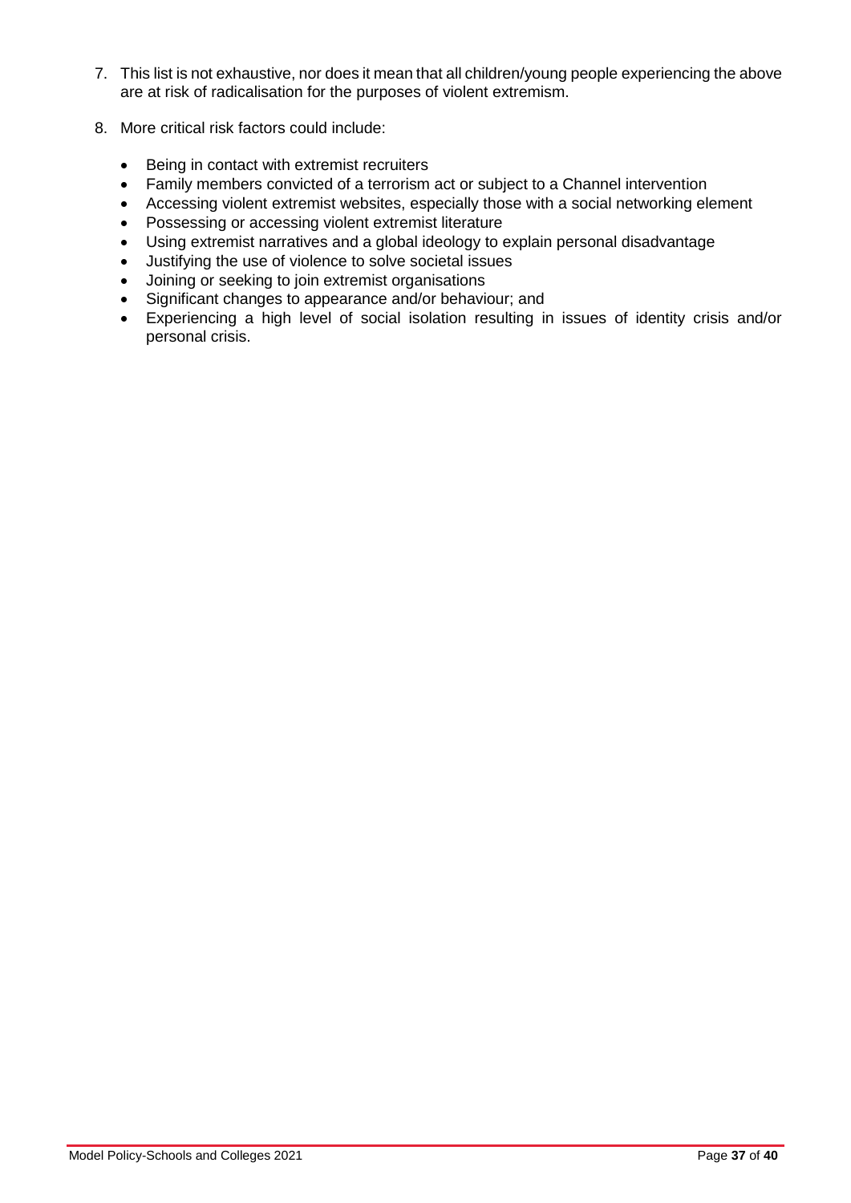7. This list is not exhaustive, nor does it mean that all children/young people experiencing the above are at risk of radicalisation for the purposes of violent extremism.

8. More critical risk factors could include:

    - Being in contact with extremist recruiters
    - Family members convicted of a terrorism act or subject to a Channel intervention
    - Accessing violent extremist websites, especially those with a social networking element
    - Possessing or accessing violent extremist literature
    - Using extremist narratives and a global ideology to explain personal disadvantage
    - Justifying the use of violence to solve societal issues
    - Joining or seeking to join extremist organisations
    - Significant changes to appearance and/or behaviour; and
    - Experiencing a high level of social isolation resulting in issues of identity crisis and/or personal crisis.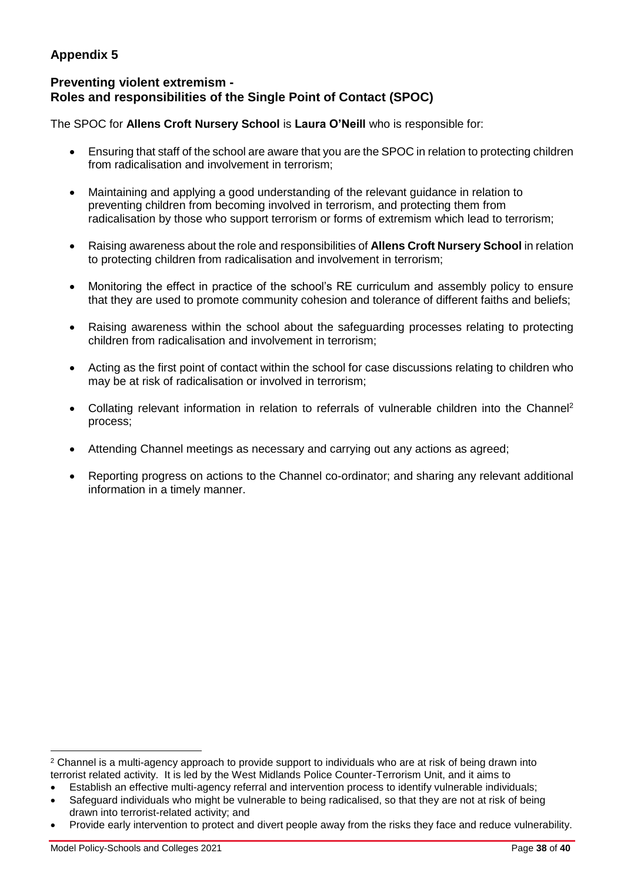## Appendix 5

### Preventing violent extremism - Roles and responsibilities of the Single Point of Contact (SPOC)

The SPOC for **Allens Croft Nursery School** is **Laura O'Neill** who is responsible for:

- Ensuring that staff of the school are aware that you are the SPOC in relation to protecting children from radicalisation and involvement in terrorism;
- Maintaining and applying a good understanding of the relevant guidance in relation to preventing children from becoming involved in terrorism, and protecting them from radicalisation by those who support terrorism or forms of extremism which lead to terrorism;
- Raising awareness about the role and responsibilities of **Allens Croft Nursery School** in relation to protecting children from radicalisation and involvement in terrorism;
- Monitoring the effect in practice of the school's RE curriculum and assembly policy to ensure that they are used to promote community cohesion and tolerance of different faiths and beliefs;
- Raising awareness within the school about the safeguarding processes relating to protecting children from radicalisation and involvement in terrorism;
- Acting as the first point of contact within the school for case discussions relating to children who may be at risk of radicalisation or involved in terrorism;
- Collating relevant information in relation to referrals of vulnerable children into the Channel[2] process;
- Attending Channel meetings as necessary and carrying out any actions as agreed;
- Reporting progress on actions to the Channel co-ordinator; and sharing any relevant additional information in a timely manner.

---

[2] Channel is a multi-agency approach to provide support to individuals who are at risk of being drawn into terrorist related activity. It is led by the West Midlands Police Counter-Terrorism Unit, and it aims to

- Establish an effective multi-agency referral and intervention process to identify vulnerable individuals;
- Safeguard individuals who might be vulnerable to being radicalised, so that they are not at risk of being drawn into terrorist-related activity; and
- Provide early intervention to protect and divert people away from the risks they face and reduce vulnerability.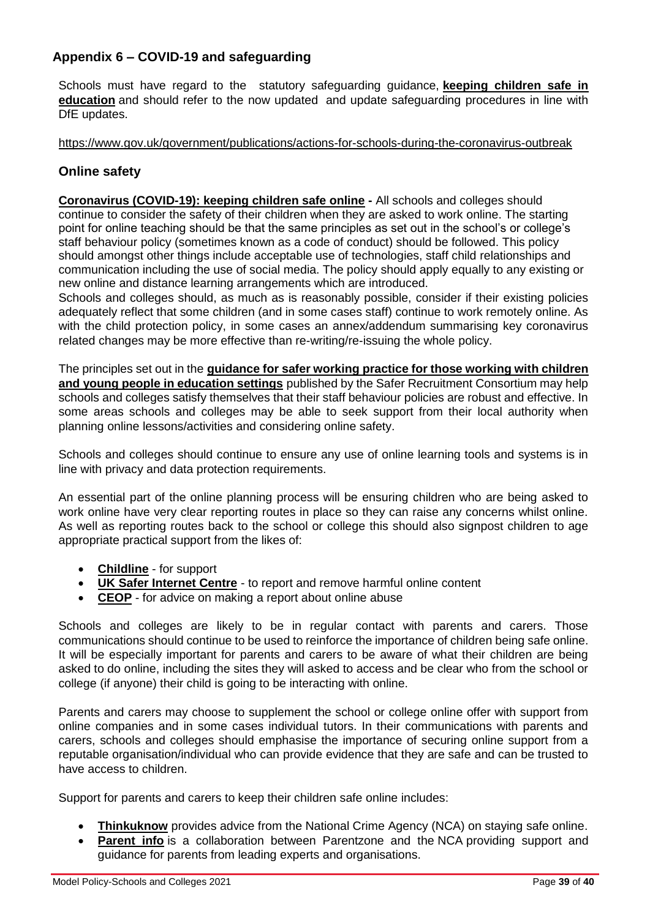## Appendix 6 – COVID-19 and safeguarding

Schools must have regard to the statutory safeguarding guidance, **keeping children safe in education** and should refer to the now updated and update safeguarding procedures in line with DfE updates.

https://www.gov.uk/government/publications/actions-for-schools-during-the-coronavirus-outbreak

### Online safety

**Coronavirus (COVID-19): keeping children safe online -** All schools and colleges should continue to consider the safety of their children when they are asked to work online. The starting point for online teaching should be that the same principles as set out in the school's or college's staff behaviour policy (sometimes known as a code of conduct) should be followed. This policy should amongst other things include acceptable use of technologies, staff child relationships and communication including the use of social media. The policy should apply equally to any existing or new online and distance learning arrangements which are introduced.

Schools and colleges should, as much as is reasonably possible, consider if their existing policies adequately reflect that some children (and in some cases staff) continue to work remotely online. As with the child protection policy, in some cases an annex/addendum summarising key coronavirus related changes may be more effective than re-writing/re-issuing the whole policy.

The principles set out in the **guidance for safer working practice for those working with children and young people in education settings** published by the Safer Recruitment Consortium may help schools and colleges satisfy themselves that their staff behaviour policies are robust and effective. In some areas schools and colleges may be able to seek support from their local authority when planning online lessons/activities and considering online safety.

Schools and colleges should continue to ensure any use of online learning tools and systems is in line with privacy and data protection requirements.

An essential part of the online planning process will be ensuring children who are being asked to work online have very clear reporting routes in place so they can raise any concerns whilst online. As well as reporting routes back to the school or college this should also signpost children to age appropriate practical support from the likes of:

- **Childline** - for support
- **UK Safer Internet Centre** - to report and remove harmful online content
- **CEOP** - for advice on making a report about online abuse

Schools and colleges are likely to be in regular contact with parents and carers. Those communications should continue to be used to reinforce the importance of children being safe online. It will be especially important for parents and carers to be aware of what their children are being asked to do online, including the sites they will asked to access and be clear who from the school or college (if anyone) their child is going to be interacting with online.

Parents and carers may choose to supplement the school or college online offer with support from online companies and in some cases individual tutors. In their communications with parents and carers, schools and colleges should emphasise the importance of securing online support from a reputable organisation/individual who can provide evidence that they are safe and can be trusted to have access to children.

Support for parents and carers to keep their children safe online includes:

- **Thinkuknow** provides advice from the National Crime Agency (NCA) on staying safe online.
- **Parent info** is a collaboration between Parentzone and the NCA providing support and guidance for parents from leading experts and organisations.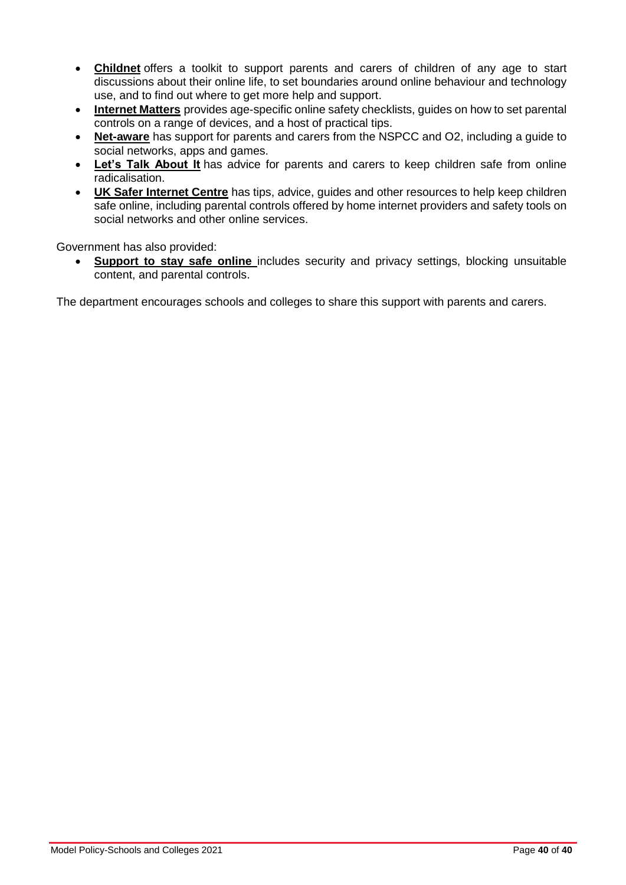- **Childnet** offers a toolkit to support parents and carers of children of any age to start discussions about their online life, to set boundaries around online behaviour and technology use, and to find out where to get more help and support.
- **Internet Matters** provides age-specific online safety checklists, guides on how to set parental controls on a range of devices, and a host of practical tips.
- **Net-aware** has support for parents and carers from the NSPCC and O2, including a guide to social networks, apps and games.
- **Let's Talk About It** has advice for parents and carers to keep children safe from online radicalisation.
- **UK Safer Internet Centre** has tips, advice, guides and other resources to help keep children safe online, including parental controls offered by home internet providers and safety tools on social networks and other online services.

Government has also provided:

- **Support to stay safe online** includes security and privacy settings, blocking unsuitable content, and parental controls.

The department encourages schools and colleges to share this support with parents and carers.